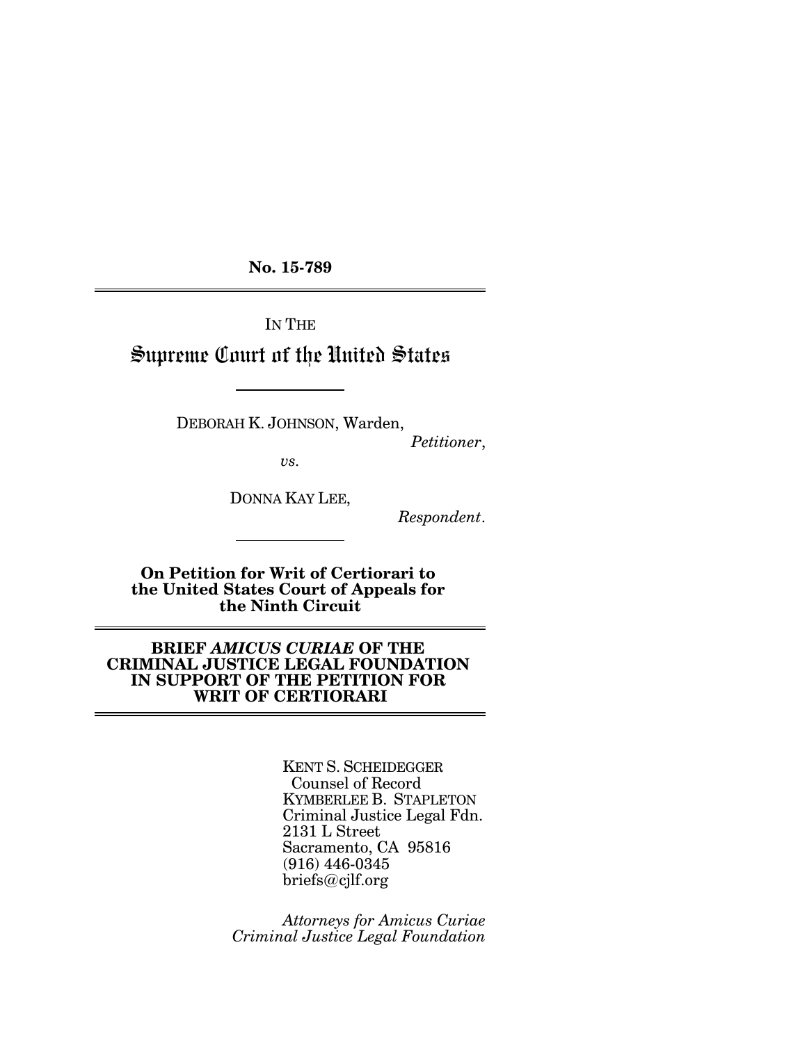**No. 15-789**

---

IN THE

# Supreme Court of the United States

---

DEBORAH K. JOHNSON, Warden,

*Petitioner*,

*vs.*

DONNA KAY LEE,

*Respondent*.

---

**On Petition for Writ of Certiorari to the United States Court of Appeals for the Ninth Circuit**

---

**BRIEF *AMICUS CURIAE* OF THE CRIMINAL JUSTICE LEGAL FOUNDATION IN SUPPORT OF THE PETITION FOR WRIT OF CERTIORARI**

---

KENT S. SCHEIDEGGER
Counsel of Record
KYMBERLEE B. STAPLETON
Criminal Justice Legal Fdn.
2131 L Street
Sacramento, CA 95816
(916) 446-0345
briefs@cjlf.org

*Attorneys for Amicus Curiae Criminal Justice Legal Foundation*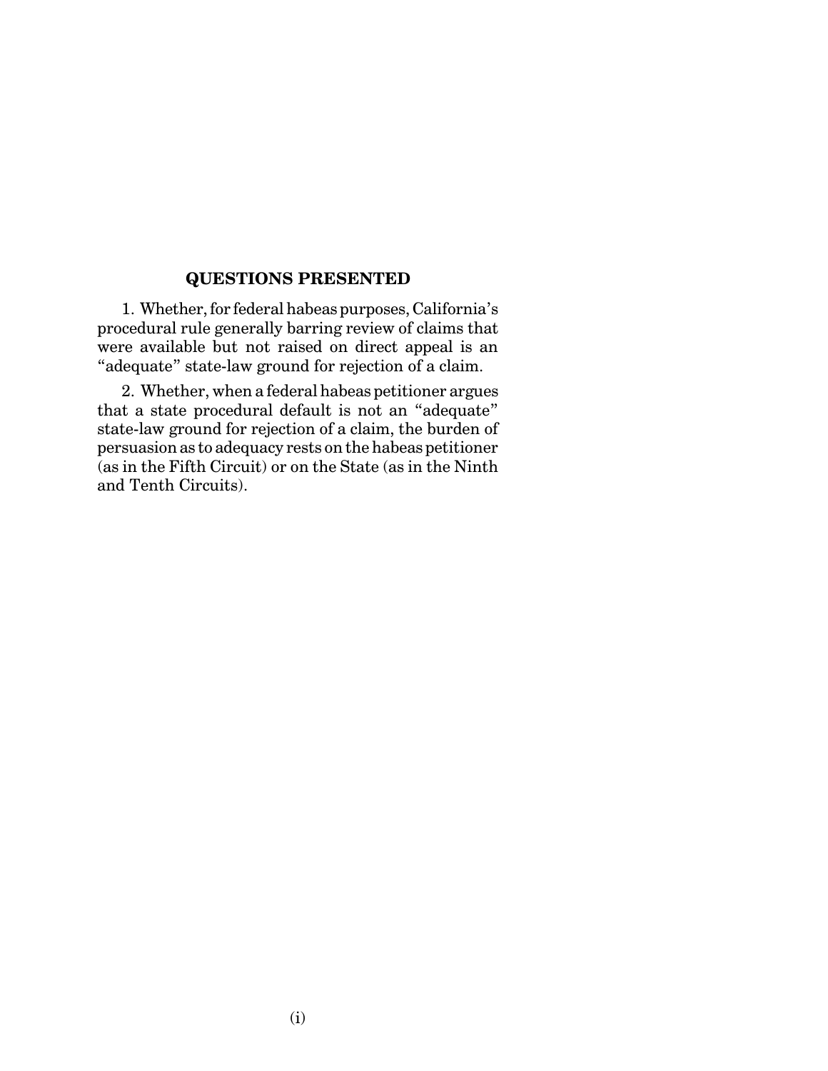## QUESTIONS PRESENTED

1. Whether, for federal habeas purposes, California's procedural rule generally barring review of claims that were available but not raised on direct appeal is an "adequate" state-law ground for rejection of a claim.

2. Whether, when a federal habeas petitioner argues that a state procedural default is not an "adequate" state-law ground for rejection of a claim, the burden of persuasion as to adequacy rests on the habeas petitioner (as in the Fifth Circuit) or on the State (as in the Ninth and Tenth Circuits).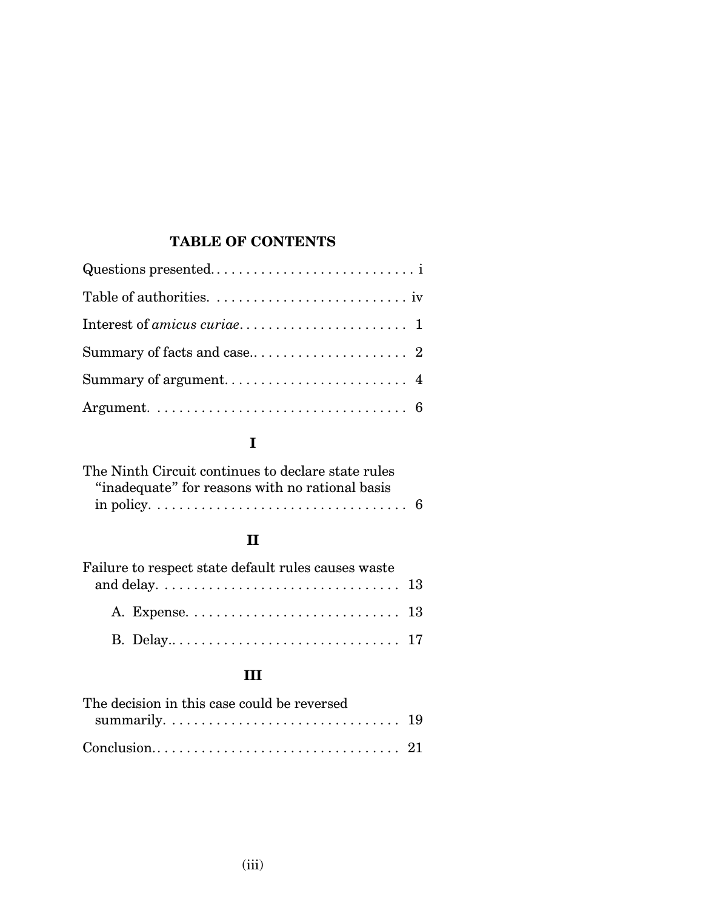## TABLE OF CONTENTS

Questions presented. . . . . . . . . . . . . . . . . . . . . . . . . . . . i

Table of authorities. . . . . . . . . . . . . . . . . . . . . . . . . . . iv

Interest of *amicus curiae*. . . . . . . . . . . . . . . . . . . . . . . 1

Summary of facts and case.. . . . . . . . . . . . . . . . . . . . . . 2

Summary of argument. . . . . . . . . . . . . . . . . . . . . . . . . 4

Argument. . . . . . . . . . . . . . . . . . . . . . . . . . . . . . . . . . 6

**I**

The Ninth Circuit continues to declare state rules "inadequate" for reasons with no rational basis in policy. . . . . . . . . . . . . . . . . . . . . . . . . . . . . . . . . . 6

**II**

Failure to respect state default rules causes waste and delay. . . . . . . . . . . . . . . . . . . . . . . . . . . . . . . . 13

- A. Expense. . . . . . . . . . . . . . . . . . . . . . . . . . . . . 13
- B. Delay.. . . . . . . . . . . . . . . . . . . . . . . . . . . . . . 17

**III**

The decision in this case could be reversed summarily. . . . . . . . . . . . . . . . . . . . . . . . . . . . . . . 19

Conclusion.. . . . . . . . . . . . . . . . . . . . . . . . . . . . . . . . 21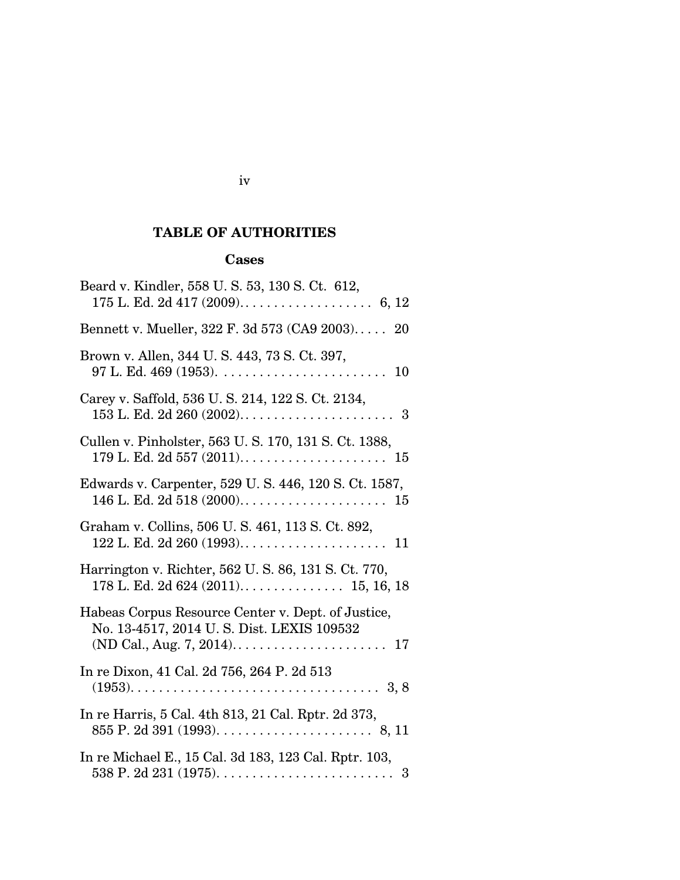## TABLE OF AUTHORITIES

### Cases

Beard v. Kindler, 558 U. S. 53, 130 S. Ct. 612, 175 L. Ed. 2d 417 (2009). . . . . . . . . . . . . . . . . . . . 6, 12

Bennett v. Mueller, 322 F. 3d 573 (CA9 2003). . . . . 20

Brown v. Allen, 344 U. S. 443, 73 S. Ct. 397, 97 L. Ed. 469 (1953). . . . . . . . . . . . . . . . . . . . . . . . 10

Carey v. Saffold, 536 U. S. 214, 122 S. Ct. 2134, 153 L. Ed. 2d 260 (2002). . . . . . . . . . . . . . . . . . . . . . . 3

Cullen v. Pinholster, 563 U. S. 170, 131 S. Ct. 1388, 179 L. Ed. 2d 557 (2011). . . . . . . . . . . . . . . . . . . . . . 15

Edwards v. Carpenter, 529 U. S. 446, 120 S. Ct. 1587, 146 L. Ed. 2d 518 (2000). . . . . . . . . . . . . . . . . . . . . . 15

Graham v. Collins, 506 U. S. 461, 113 S. Ct. 892, 122 L. Ed. 2d 260 (1993). . . . . . . . . . . . . . . . . . . . . . 11

Harrington v. Richter, 562 U. S. 86, 131 S. Ct. 770, 178 L. Ed. 2d 624 (2011). . . . . . . . . . . . . . . 15, 16, 18

Habeas Corpus Resource Center v. Dept. of Justice, No. 13-4517, 2014 U. S. Dist. LEXIS 109532 (ND Cal., Aug. 7, 2014). . . . . . . . . . . . . . . . . . . . . . 17

In re Dixon, 41 Cal. 2d 756, 264 P. 2d 513 (1953). . . . . . . . . . . . . . . . . . . . . . . . . . . . . . . . . . . 3, 8

In re Harris, 5 Cal. 4th 813, 21 Cal. Rptr. 2d 373, 855 P. 2d 391 (1993). . . . . . . . . . . . . . . . . . . . . . 8, 11

In re Michael E., 15 Cal. 3d 183, 123 Cal. Rptr. 103, 538 P. 2d 231 (1975). . . . . . . . . . . . . . . . . . . . . . . . . 3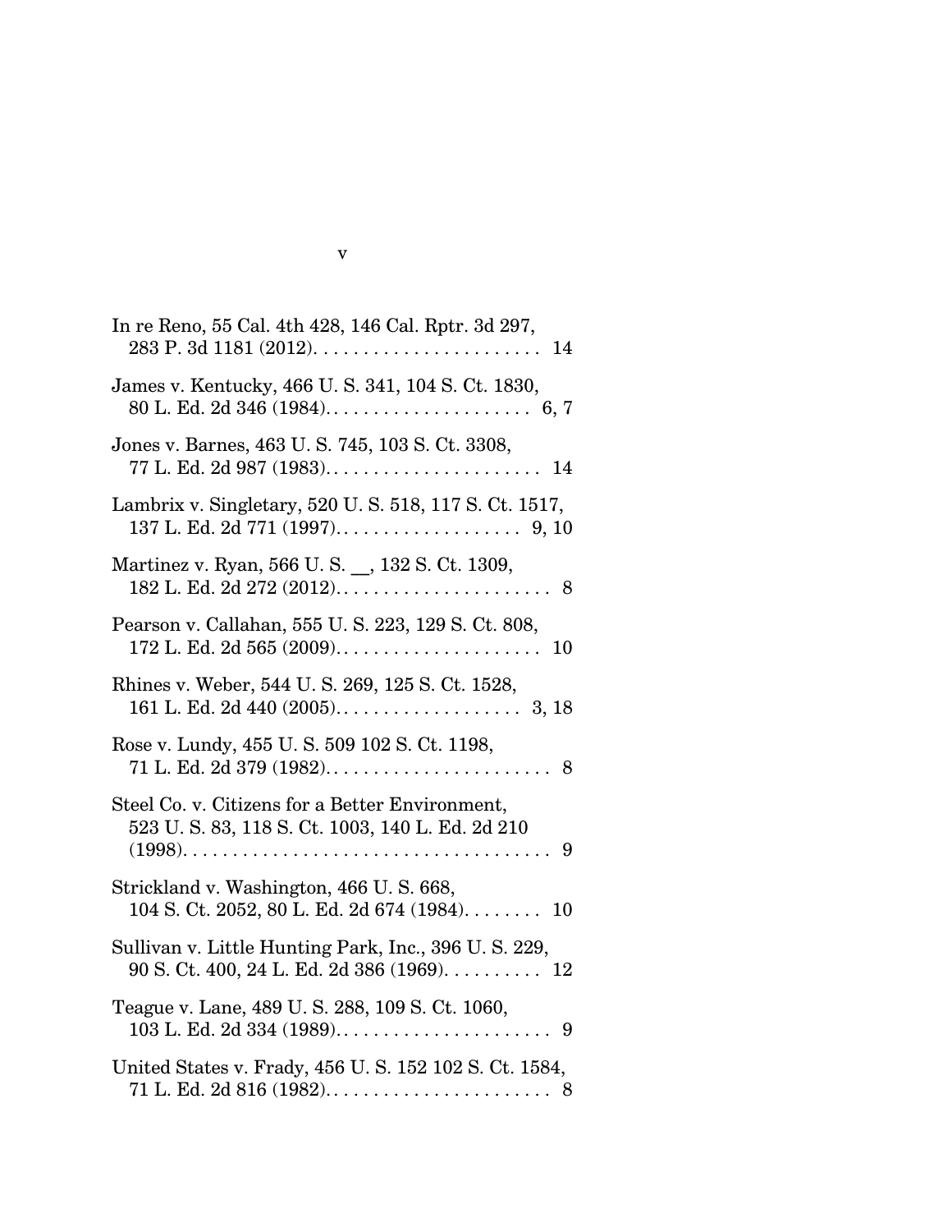In re Reno, 55 Cal. 4th 428, 146 Cal. Rptr. 3d 297, 283 P. 3d 1181 (2012). . . . . . . . . . . . . . . . . . . . . . . 14

James v. Kentucky, 466 U. S. 341, 104 S. Ct. 1830, 80 L. Ed. 2d 346 (1984). . . . . . . . . . . . . . . . . . . . . 6, 7

Jones v. Barnes, 463 U. S. 745, 103 S. Ct. 3308, 77 L. Ed. 2d 987 (1983). . . . . . . . . . . . . . . . . . . . . . 14

Lambrix v. Singletary, 520 U. S. 518, 117 S. Ct. 1517, 137 L. Ed. 2d 771 (1997). . . . . . . . . . . . . . . . . . . 9, 10

Martinez v. Ryan, 566 U. S. __, 132 S. Ct. 1309, 182 L. Ed. 2d 272 (2012). . . . . . . . . . . . . . . . . . . . . . 8

Pearson v. Callahan, 555 U. S. 223, 129 S. Ct. 808, 172 L. Ed. 2d 565 (2009). . . . . . . . . . . . . . . . . . . . . 10

Rhines v. Weber, 544 U. S. 269, 125 S. Ct. 1528, 161 L. Ed. 2d 440 (2005). . . . . . . . . . . . . . . . . . . 3, 18

Rose v. Lundy, 455 U. S. 509 102 S. Ct. 1198, 71 L. Ed. 2d 379 (1982). . . . . . . . . . . . . . . . . . . . . . . 8

Steel Co. v. Citizens for a Better Environment, 523 U. S. 83, 118 S. Ct. 1003, 140 L. Ed. 2d 210 (1998). . . . . . . . . . . . . . . . . . . . . . . . . . . . . . . . . . . . . 9

Strickland v. Washington, 466 U. S. 668, 104 S. Ct. 2052, 80 L. Ed. 2d 674 (1984). . . . . . . . 10

Sullivan v. Little Hunting Park, Inc., 396 U. S. 229, 90 S. Ct. 400, 24 L. Ed. 2d 386 (1969). . . . . . . . . . 12

Teague v. Lane, 489 U. S. 288, 109 S. Ct. 1060, 103 L. Ed. 2d 334 (1989). . . . . . . . . . . . . . . . . . . . . . 9

United States v. Frady, 456 U. S. 152 102 S. Ct. 1584, 71 L. Ed. 2d 816 (1982). . . . . . . . . . . . . . . . . . . . . . . 8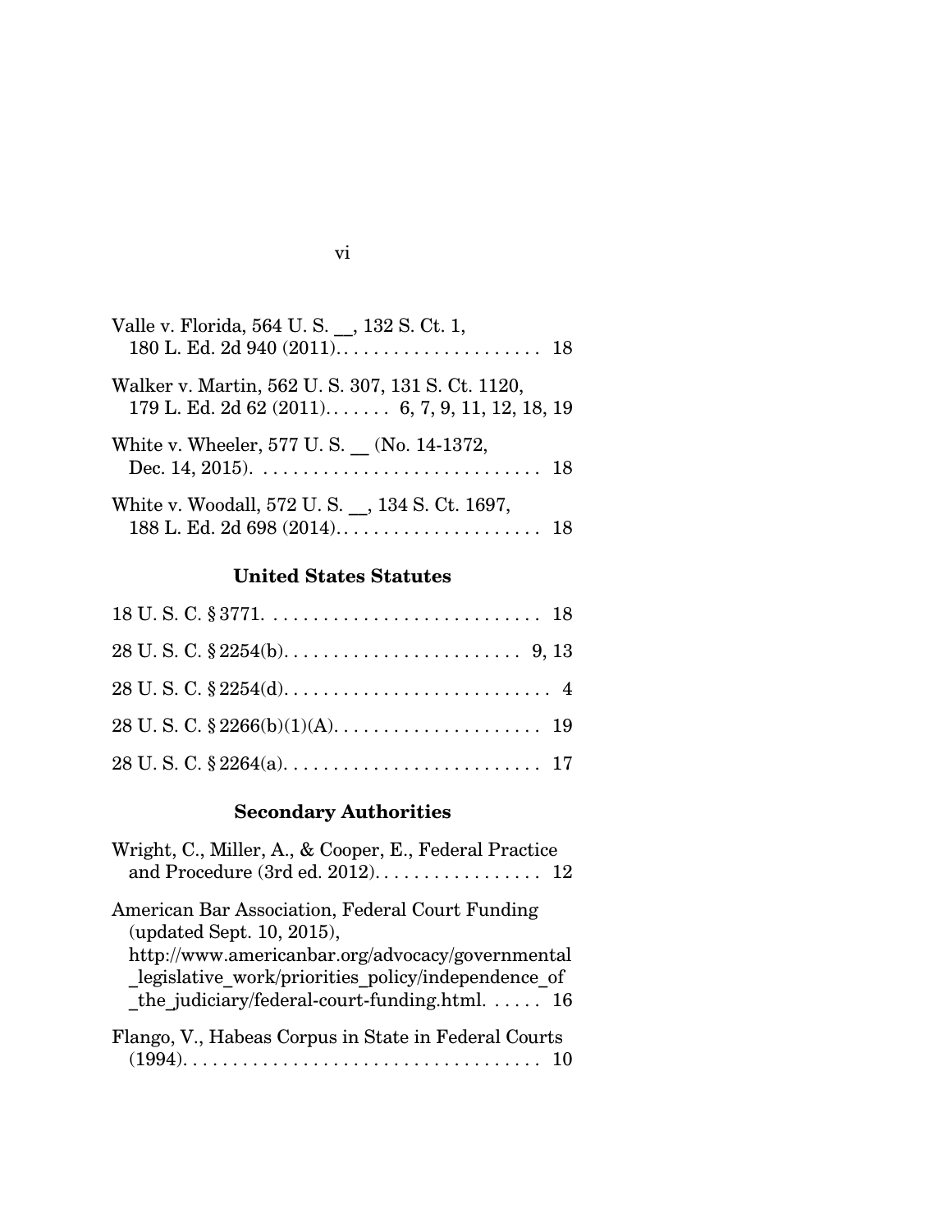Valle v. Florida, 564 U. S. __, 132 S. Ct. 1, 180 L. Ed. 2d 940 (2011). . . . . . . . . . . . . . . . . . . . . 18

Walker v. Martin, 562 U. S. 307, 131 S. Ct. 1120, 179 L. Ed. 2d 62 (2011). . . . . . . 6, 7, 9, 11, 12, 18, 19

White v. Wheeler, 577 U. S. __ (No. 14-1372, Dec. 14, 2015). . . . . . . . . . . . . . . . . . . . . . . . . . . . . 18

White v. Woodall, 572 U. S. __, 134 S. Ct. 1697, 188 L. Ed. 2d 698 (2014). . . . . . . . . . . . . . . . . . . . . 18

### United States Statutes

18 U. S. C. § 3771. . . . . . . . . . . . . . . . . . . . . . . . . . . . 18

28 U. S. C. § 2254(b). . . . . . . . . . . . . . . . . . . . . . . . 9, 13

28 U. S. C. § 2254(d). . . . . . . . . . . . . . . . . . . . . . . . . . . 4

28 U. S. C. § 2266(b)(1)(A). . . . . . . . . . . . . . . . . . . . . 19

28 U. S. C. § 2264(a). . . . . . . . . . . . . . . . . . . . . . . . . . 17

### Secondary Authorities

Wright, C., Miller, A., & Cooper, E., Federal Practice and Procedure (3rd ed. 2012). . . . . . . . . . . . . . . . . 12

American Bar Association, Federal Court Funding (updated Sept. 10, 2015), http://www.americanbar.org/advocacy/governmental_legislative_work/priorities_policy/independence_of_the_judiciary/federal-court-funding.html. . . . . . 16

Flango, V., Habeas Corpus in State in Federal Courts (1994). . . . . . . . . . . . . . . . . . . . . . . . . . . . . . . . . . . . 10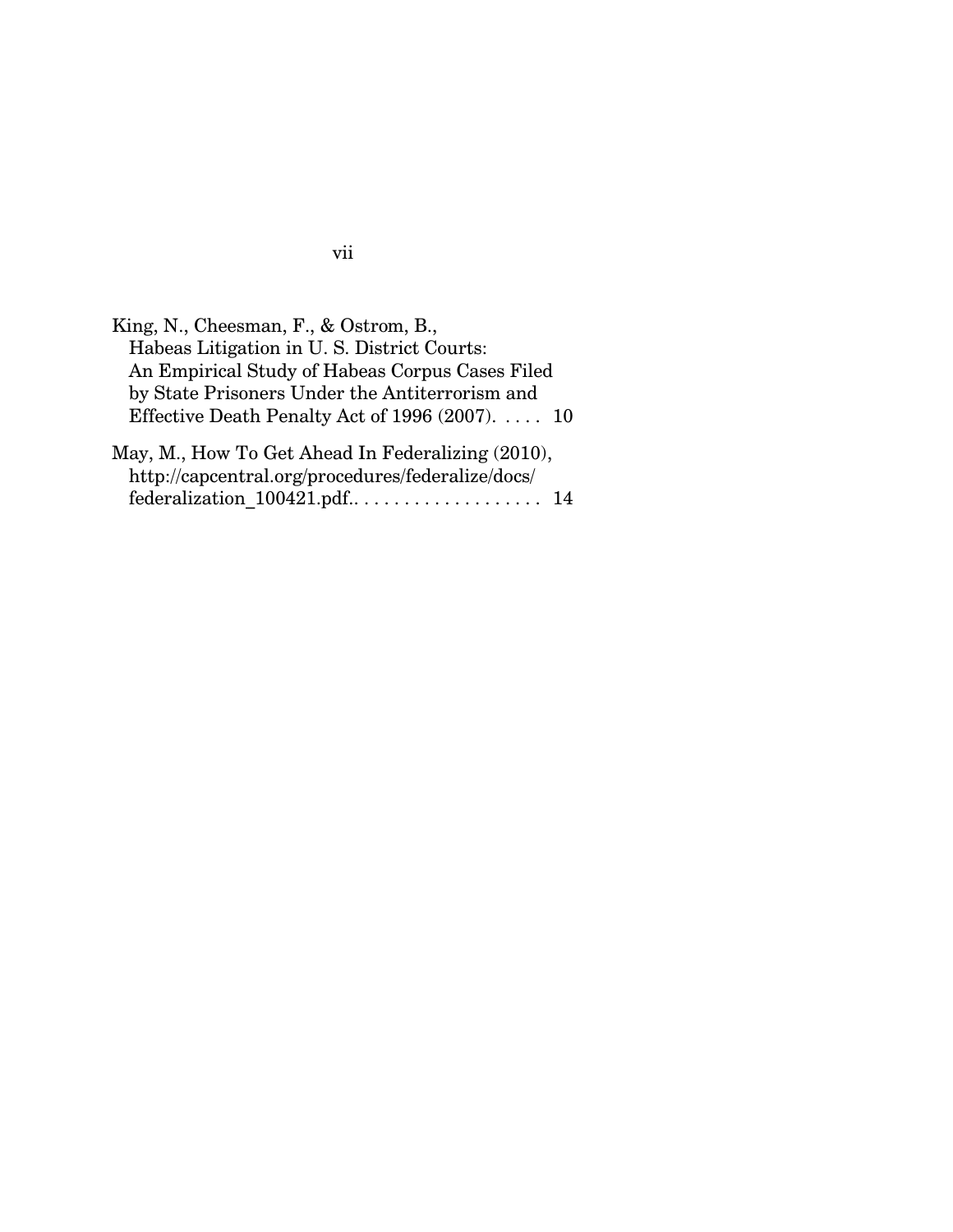King, N., Cheesman, F., & Ostrom, B., Habeas Litigation in U. S. District Courts: An Empirical Study of Habeas Corpus Cases Filed by State Prisoners Under the Antiterrorism and Effective Death Penalty Act of 1996 (2007). . . . . 10

May, M., How To Get Ahead In Federalizing (2010), http://capcentral.org/procedures/federalize/docs/federalization_100421.pdf.. . . . . . . . . . . . . . . . . . . 14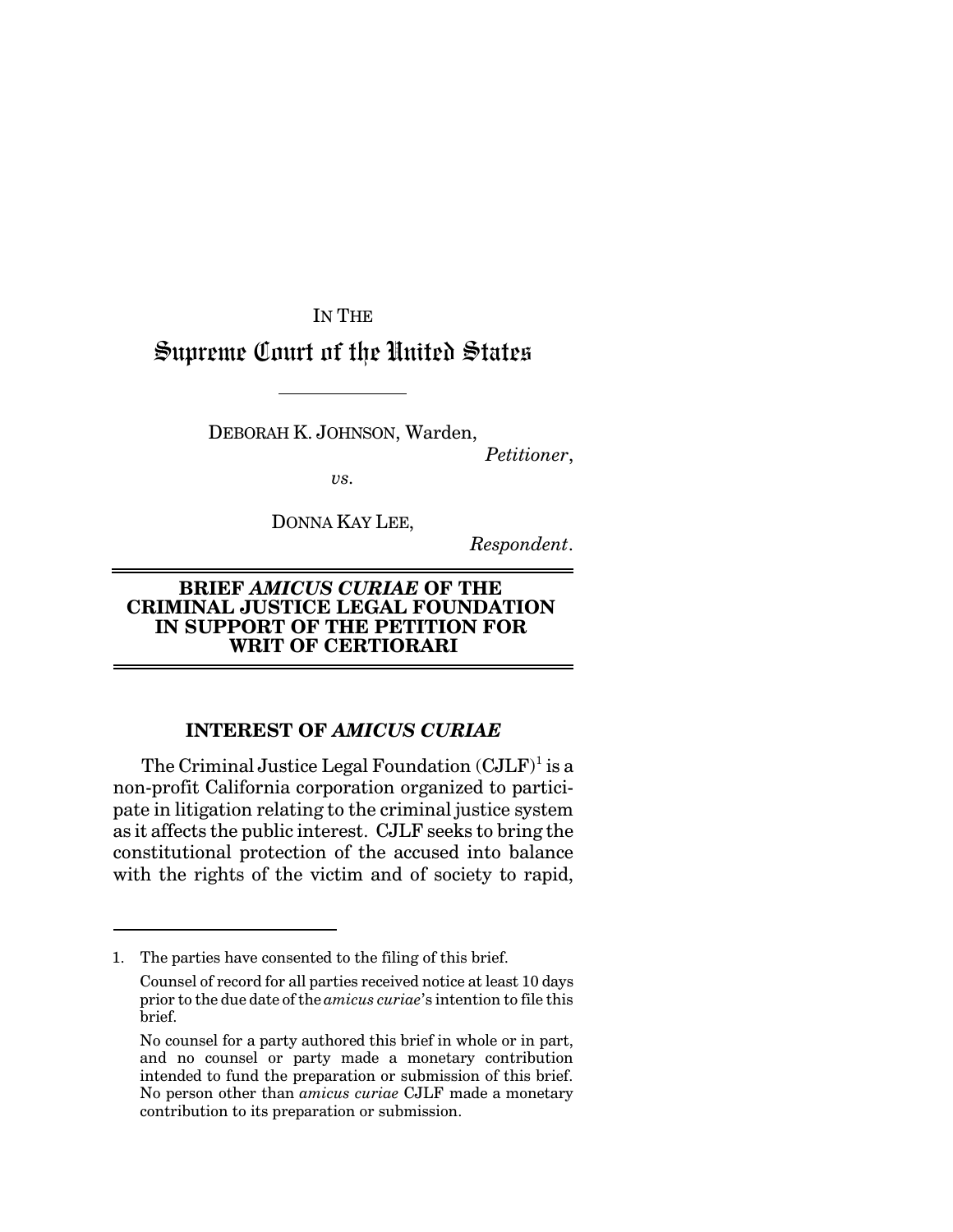IN THE

# Supreme Court of the United States

DEBORAH K. JOHNSON, Warden,

*Petitioner*,

*vs.*

DONNA KAY LEE,

*Respondent*.

## BRIEF *AMICUS CURIAE* OF THE CRIMINAL JUSTICE LEGAL FOUNDATION IN SUPPORT OF THE PETITION FOR WRIT OF CERTIORARI

### INTEREST OF *AMICUS CURIAE*

The Criminal Justice Legal Foundation (CJLF)[1] is a non-profit California corporation organized to participate in litigation relating to the criminal justice system as it affects the public interest. CJLF seeks to bring the constitutional protection of the accused into balance with the rights of the victim and of society to rapid,

1. The parties have consented to the filing of this brief.

Counsel of record for all parties received notice at least 10 days prior to the due date of the *amicus curiae*'s intention to file this brief.

No counsel for a party authored this brief in whole or in part, and no counsel or party made a monetary contribution intended to fund the preparation or submission of this brief. No person other than *amicus curiae* CJLF made a monetary contribution to its preparation or submission.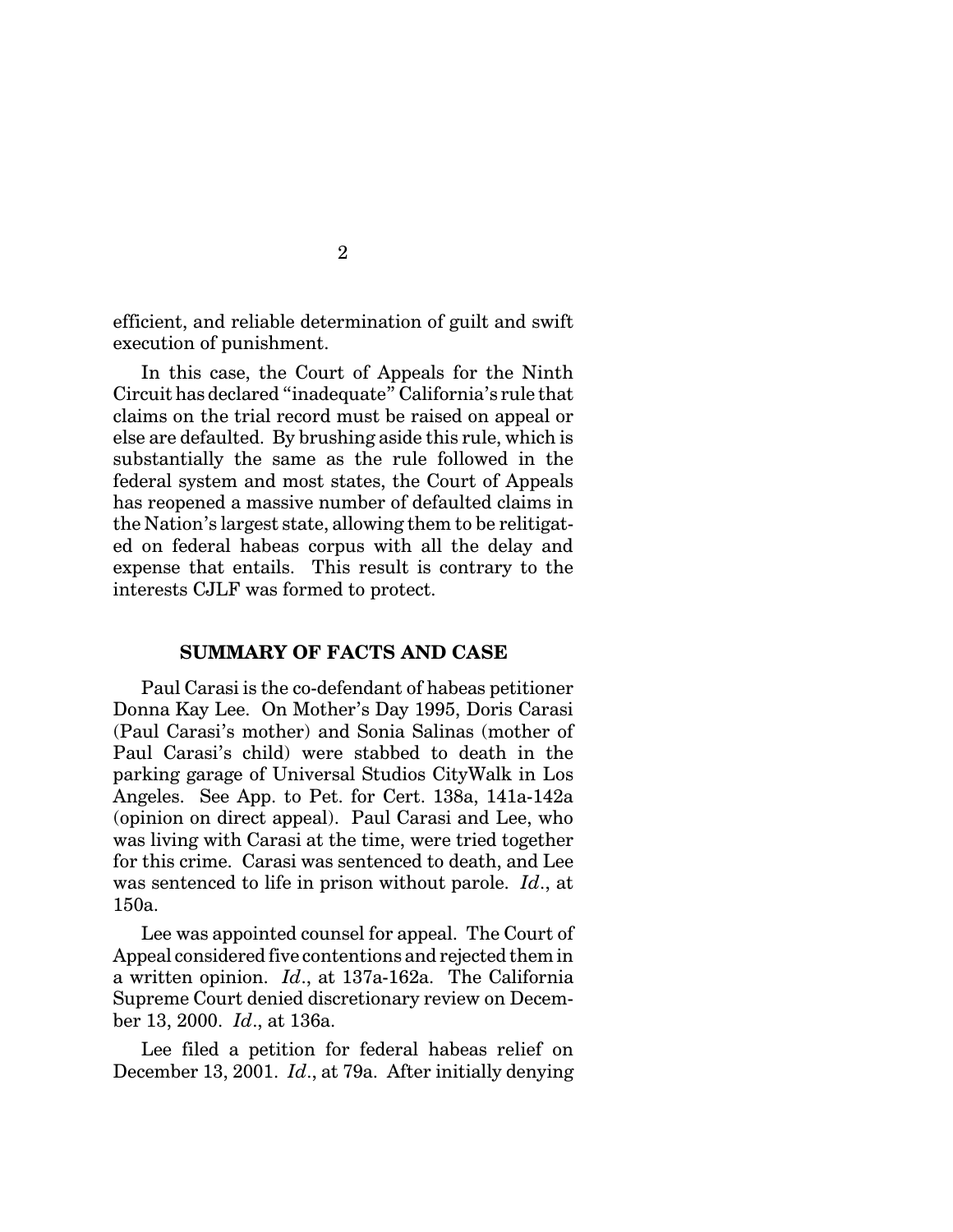efficient, and reliable determination of guilt and swift execution of punishment.

In this case, the Court of Appeals for the Ninth Circuit has declared "inadequate" California's rule that claims on the trial record must be raised on appeal or else are defaulted. By brushing aside this rule, which is substantially the same as the rule followed in the federal system and most states, the Court of Appeals has reopened a massive number of defaulted claims in the Nation's largest state, allowing them to be relitigated on federal habeas corpus with all the delay and expense that entails. This result is contrary to the interests CJLF was formed to protect.

## SUMMARY OF FACTS AND CASE

Paul Carasi is the co-defendant of habeas petitioner Donna Kay Lee. On Mother's Day 1995, Doris Carasi (Paul Carasi's mother) and Sonia Salinas (mother of Paul Carasi's child) were stabbed to death in the parking garage of Universal Studios CityWalk in Los Angeles. See App. to Pet. for Cert. 138a, 141a-142a (opinion on direct appeal). Paul Carasi and Lee, who was living with Carasi at the time, were tried together for this crime. Carasi was sentenced to death, and Lee was sentenced to life in prison without parole. *Id*., at 150a.

Lee was appointed counsel for appeal. The Court of Appeal considered five contentions and rejected them in a written opinion. *Id*., at 137a-162a. The California Supreme Court denied discretionary review on December 13, 2000. *Id*., at 136a.

Lee filed a petition for federal habeas relief on December 13, 2001. *Id*., at 79a. After initially denying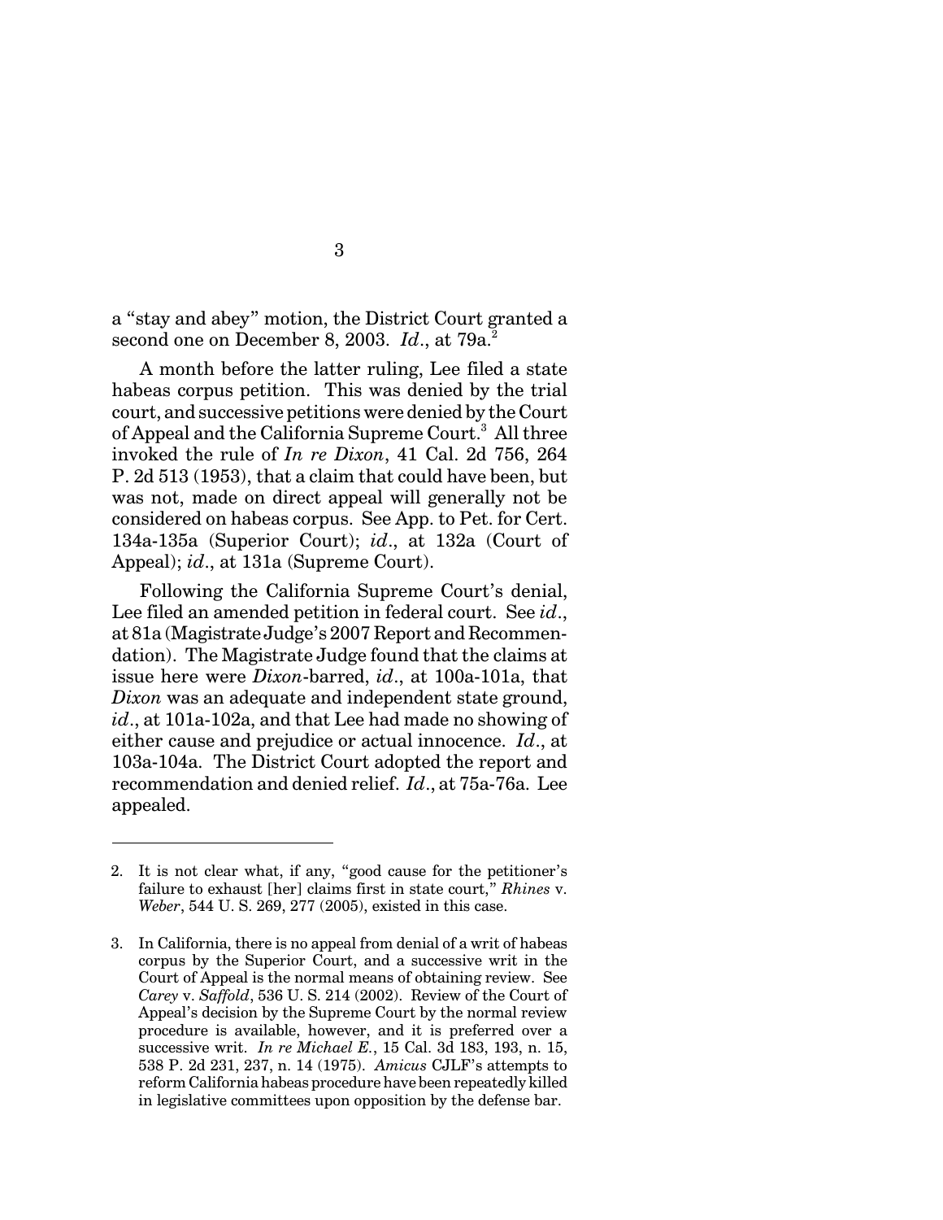a "stay and abey" motion, the District Court granted a second one on December 8, 2003. *Id*., at 79a.[2]

A month before the latter ruling, Lee filed a state habeas corpus petition. This was denied by the trial court, and successive petitions were denied by the Court of Appeal and the California Supreme Court.[3] All three invoked the rule of *In re Dixon*, 41 Cal. 2d 756, 264 P. 2d 513 (1953), that a claim that could have been, but was not, made on direct appeal will generally not be considered on habeas corpus. See App. to Pet. for Cert. 134a-135a (Superior Court); *id*., at 132a (Court of Appeal); *id*., at 131a (Supreme Court).

Following the California Supreme Court's denial, Lee filed an amended petition in federal court. See *id*., at 81a (Magistrate Judge's 2007 Report and Recommendation). The Magistrate Judge found that the claims at issue here were *Dixon*-barred, *id*., at 100a-101a, that *Dixon* was an adequate and independent state ground, *id*., at 101a-102a, and that Lee had made no showing of either cause and prejudice or actual innocence. *Id*., at 103a-104a. The District Court adopted the report and recommendation and denied relief. *Id*., at 75a-76a. Lee appealed.

---

2. It is not clear what, if any, "good cause for the petitioner's failure to exhaust [her] claims first in state court," *Rhines* v. *Weber*, 544 U. S. 269, 277 (2005), existed in this case.

3. In California, there is no appeal from denial of a writ of habeas corpus by the Superior Court, and a successive writ in the Court of Appeal is the normal means of obtaining review. See *Carey* v. *Saffold*, 536 U. S. 214 (2002). Review of the Court of Appeal's decision by the Supreme Court by the normal review procedure is available, however, and it is preferred over a successive writ. *In re Michael E.*, 15 Cal. 3d 183, 193, n. 15, 538 P. 2d 231, 237, n. 14 (1975). *Amicus* CJLF's attempts to reform California habeas procedure have been repeatedly killed in legislative committees upon opposition by the defense bar.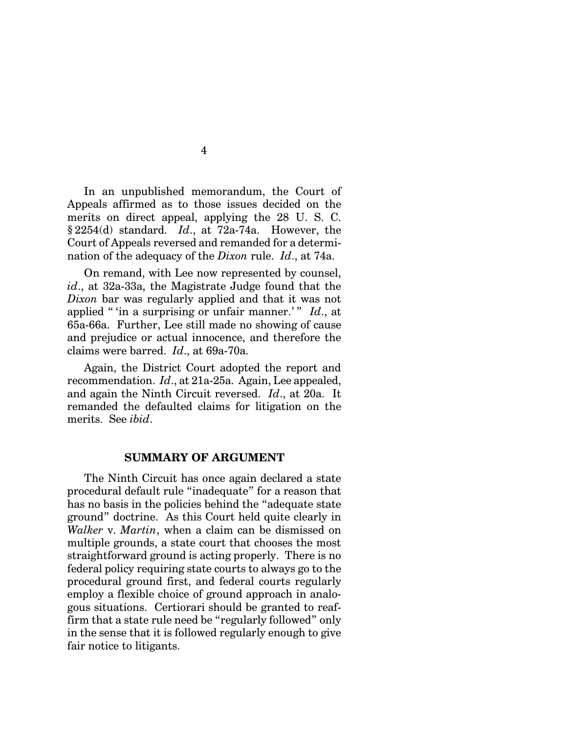In an unpublished memorandum, the Court of Appeals affirmed as to those issues decided on the merits on direct appeal, applying the 28 U. S. C. § 2254(d) standard. *Id*., at 72a-74a. However, the Court of Appeals reversed and remanded for a determination of the adequacy of the *Dixon* rule. *Id*., at 74a.

On remand, with Lee now represented by counsel, *id*., at 32a-33a, the Magistrate Judge found that the *Dixon* bar was regularly applied and that it was not applied " 'in a surprising or unfair manner.' " *Id*., at 65a-66a. Further, Lee still made no showing of cause and prejudice or actual innocence, and therefore the claims were barred. *Id*., at 69a-70a.

Again, the District Court adopted the report and recommendation. *Id*., at 21a-25a. Again, Lee appealed, and again the Ninth Circuit reversed. *Id*., at 20a. It remanded the defaulted claims for litigation on the merits. See *ibid*.

## SUMMARY OF ARGUMENT

The Ninth Circuit has once again declared a state procedural default rule "inadequate" for a reason that has no basis in the policies behind the "adequate state ground" doctrine. As this Court held quite clearly in *Walker* v. *Martin*, when a claim can be dismissed on multiple grounds, a state court that chooses the most straightforward ground is acting properly. There is no federal policy requiring state courts to always go to the procedural ground first, and federal courts regularly employ a flexible choice of ground approach in analogous situations. Certiorari should be granted to reaffirm that a state rule need be "regularly followed" only in the sense that it is followed regularly enough to give fair notice to litigants.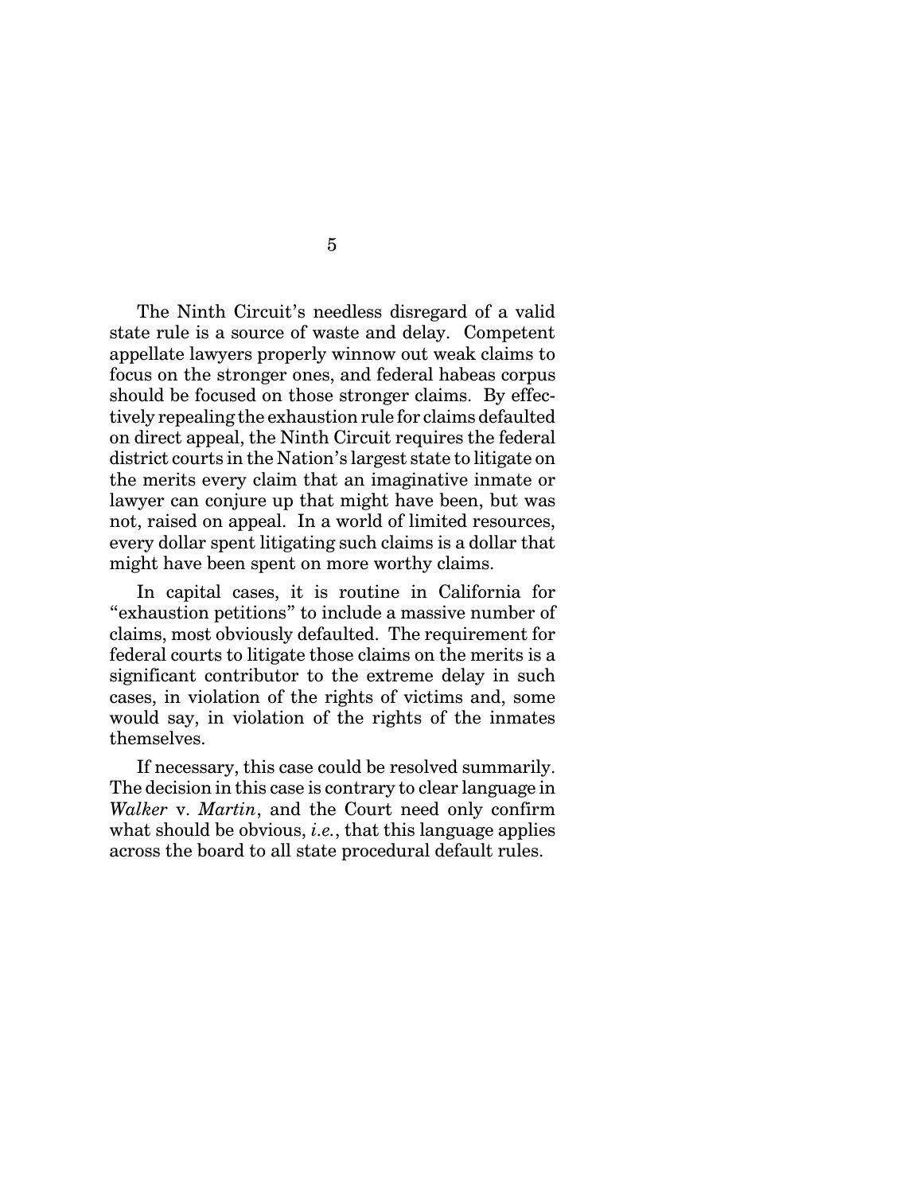The Ninth Circuit's needless disregard of a valid state rule is a source of waste and delay. Competent appellate lawyers properly winnow out weak claims to focus on the stronger ones, and federal habeas corpus should be focused on those stronger claims. By effectively repealing the exhaustion rule for claims defaulted on direct appeal, the Ninth Circuit requires the federal district courts in the Nation's largest state to litigate on the merits every claim that an imaginative inmate or lawyer can conjure up that might have been, but was not, raised on appeal. In a world of limited resources, every dollar spent litigating such claims is a dollar that might have been spent on more worthy claims.

In capital cases, it is routine in California for "exhaustion petitions" to include a massive number of claims, most obviously defaulted. The requirement for federal courts to litigate those claims on the merits is a significant contributor to the extreme delay in such cases, in violation of the rights of victims and, some would say, in violation of the rights of the inmates themselves.

If necessary, this case could be resolved summarily. The decision in this case is contrary to clear language in *Walker* v. *Martin*, and the Court need only confirm what should be obvious, *i.e.*, that this language applies across the board to all state procedural default rules.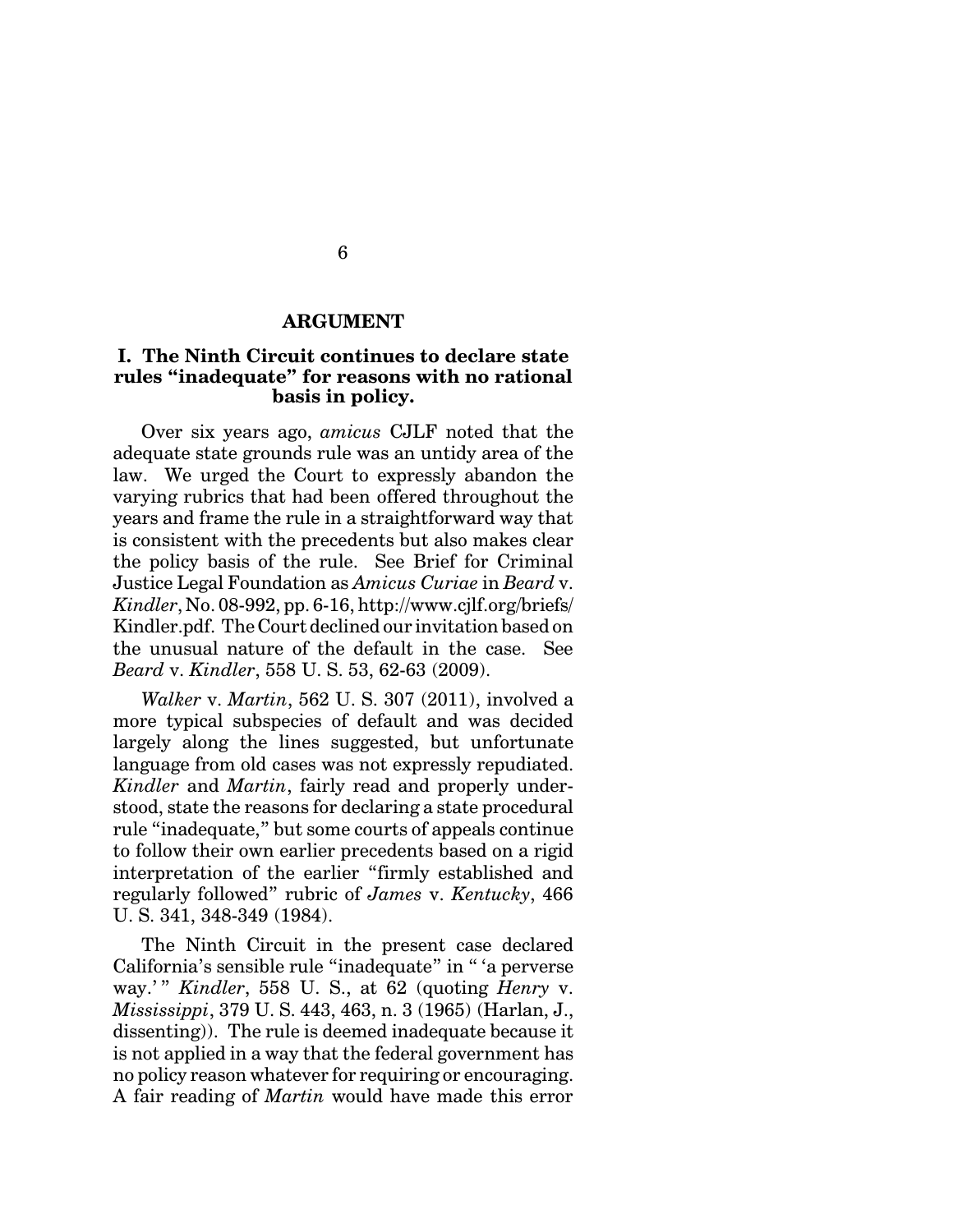## ARGUMENT

### I. The Ninth Circuit continues to declare state rules "inadequate" for reasons with no rational basis in policy.

Over six years ago, *amicus* CJLF noted that the adequate state grounds rule was an untidy area of the law. We urged the Court to expressly abandon the varying rubrics that had been offered throughout the years and frame the rule in a straightforward way that is consistent with the precedents but also makes clear the policy basis of the rule. See Brief for Criminal Justice Legal Foundation as *Amicus Curiae* in *Beard* v. *Kindler*, No. 08-992, pp. 6-16, http://www.cjlf.org/briefs/Kindler.pdf. The Court declined our invitation based on the unusual nature of the default in the case. See *Beard* v. *Kindler*, 558 U. S. 53, 62-63 (2009).

*Walker* v. *Martin*, 562 U. S. 307 (2011), involved a more typical subspecies of default and was decided largely along the lines suggested, but unfortunate language from old cases was not expressly repudiated. *Kindler* and *Martin*, fairly read and properly understood, state the reasons for declaring a state procedural rule "inadequate," but some courts of appeals continue to follow their own earlier precedents based on a rigid interpretation of the earlier "firmly established and regularly followed" rubric of *James* v. *Kentucky*, 466 U. S. 341, 348-349 (1984).

The Ninth Circuit in the present case declared California's sensible rule "inadequate" in " 'a perverse way.' " *Kindler*, 558 U. S., at 62 (quoting *Henry* v. *Mississippi*, 379 U. S. 443, 463, n. 3 (1965) (Harlan, J., dissenting)). The rule is deemed inadequate because it is not applied in a way that the federal government has no policy reason whatever for requiring or encouraging. A fair reading of *Martin* would have made this error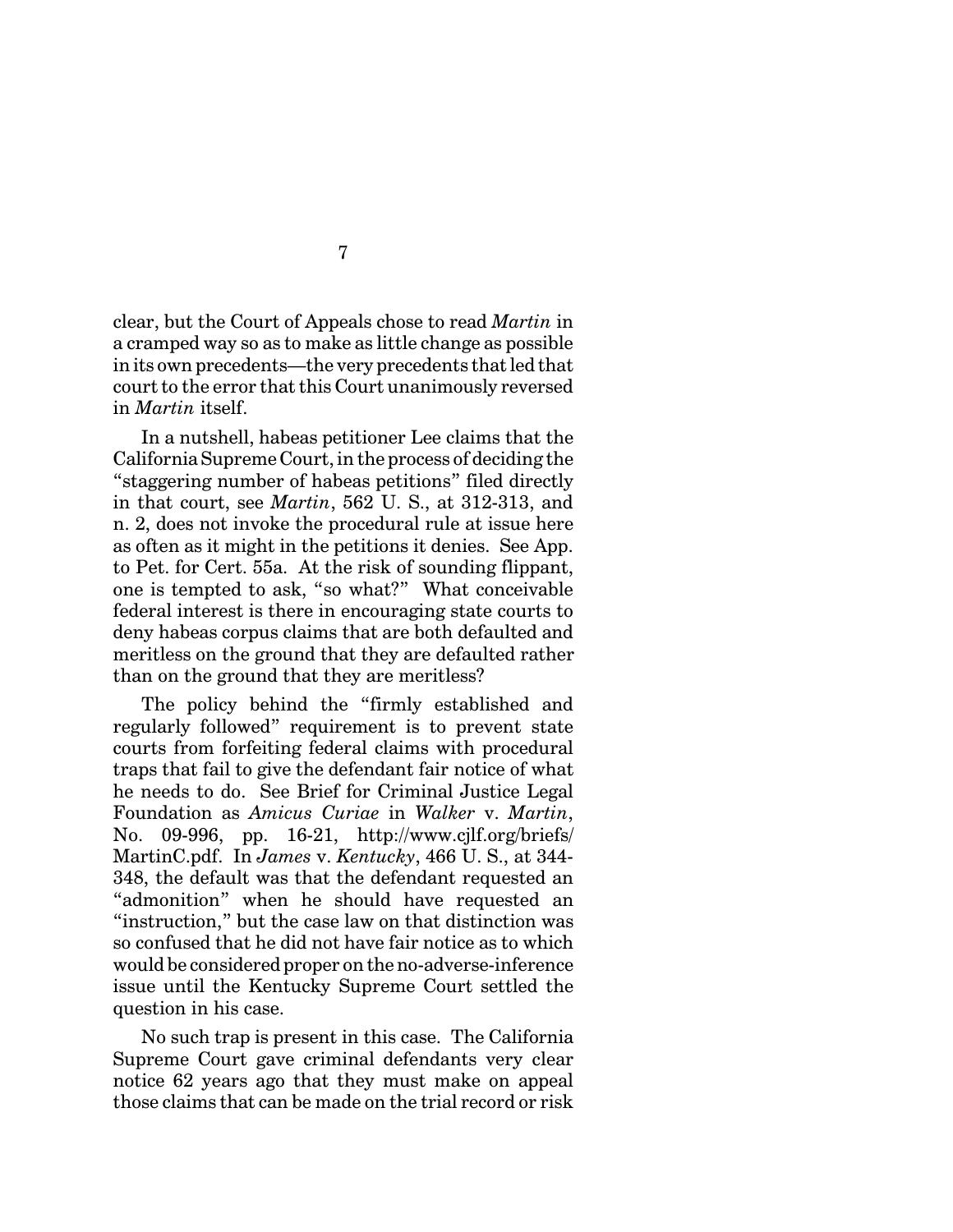clear, but the Court of Appeals chose to read *Martin* in a cramped way so as to make as little change as possible in its own precedents—the very precedents that led that court to the error that this Court unanimously reversed in *Martin* itself.

In a nutshell, habeas petitioner Lee claims that the California Supreme Court, in the process of deciding the "staggering number of habeas petitions" filed directly in that court, see *Martin*, 562 U. S., at 312-313, and n. 2, does not invoke the procedural rule at issue here as often as it might in the petitions it denies. See App. to Pet. for Cert. 55a. At the risk of sounding flippant, one is tempted to ask, "so what?" What conceivable federal interest is there in encouraging state courts to deny habeas corpus claims that are both defaulted and meritless on the ground that they are defaulted rather than on the ground that they are meritless?

The policy behind the "firmly established and regularly followed" requirement is to prevent state courts from forfeiting federal claims with procedural traps that fail to give the defendant fair notice of what he needs to do. See Brief for Criminal Justice Legal Foundation as *Amicus Curiae* in *Walker* v. *Martin*, No. 09-996, pp. 16-21, http://www.cjlf.org/briefs/MartinC.pdf. In *James* v. *Kentucky*, 466 U. S., at 344-348, the default was that the defendant requested an "admonition" when he should have requested an "instruction," but the case law on that distinction was so confused that he did not have fair notice as to which would be considered proper on the no-adverse-inference issue until the Kentucky Supreme Court settled the question in his case.

No such trap is present in this case. The California Supreme Court gave criminal defendants very clear notice 62 years ago that they must make on appeal those claims that can be made on the trial record or risk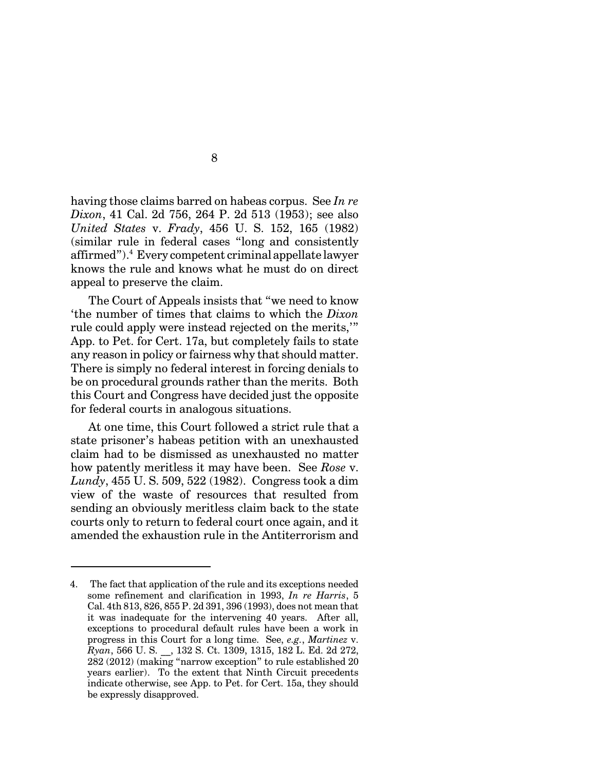having those claims barred on habeas corpus. See *In re Dixon*, 41 Cal. 2d 756, 264 P. 2d 513 (1953); see also *United States* v. *Frady*, 456 U. S. 152, 165 (1982) (similar rule in federal cases "long and consistently affirmed").[4] Every competent criminal appellate lawyer knows the rule and knows what he must do on direct appeal to preserve the claim.

The Court of Appeals insists that "we need to know 'the number of times that claims to which the *Dixon* rule could apply were instead rejected on the merits,'" App. to Pet. for Cert. 17a, but completely fails to state any reason in policy or fairness why that should matter. There is simply no federal interest in forcing denials to be on procedural grounds rather than the merits. Both this Court and Congress have decided just the opposite for federal courts in analogous situations.

At one time, this Court followed a strict rule that a state prisoner's habeas petition with an unexhausted claim had to be dismissed as unexhausted no matter how patently meritless it may have been. See *Rose* v. *Lundy*, 455 U. S. 509, 522 (1982). Congress took a dim view of the waste of resources that resulted from sending an obviously meritless claim back to the state courts only to return to federal court once again, and it amended the exhaustion rule in the Antiterrorism and

---

4. The fact that application of the rule and its exceptions needed some refinement and clarification in 1993, *In re Harris*, 5 Cal. 4th 813, 826, 855 P. 2d 391, 396 (1993), does not mean that it was inadequate for the intervening 40 years. After all, exceptions to procedural default rules have been a work in progress in this Court for a long time. See, *e.g.*, *Martinez* v. *Ryan*, 566 U. S. __, 132 S. Ct. 1309, 1315, 182 L. Ed. 2d 272, 282 (2012) (making "narrow exception" to rule established 20 years earlier). To the extent that Ninth Circuit precedents indicate otherwise, see App. to Pet. for Cert. 15a, they should be expressly disapproved.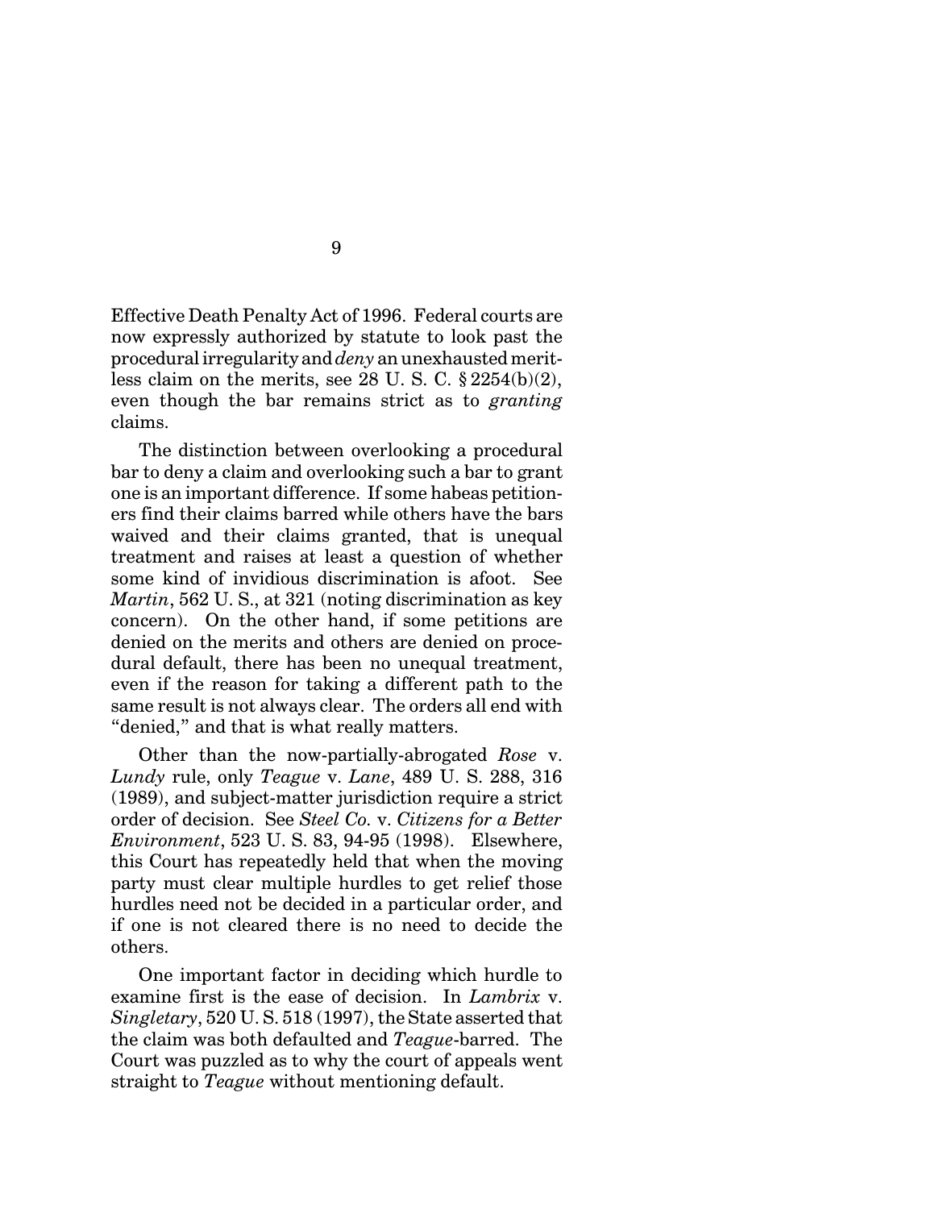Effective Death Penalty Act of 1996. Federal courts are now expressly authorized by statute to look past the procedural irregularity and *deny* an unexhausted meritless claim on the merits, see 28 U. S. C. § 2254(b)(2), even though the bar remains strict as to *granting* claims.

The distinction between overlooking a procedural bar to deny a claim and overlooking such a bar to grant one is an important difference. If some habeas petitioners find their claims barred while others have the bars waived and their claims granted, that is unequal treatment and raises at least a question of whether some kind of invidious discrimination is afoot. See *Martin*, 562 U. S., at 321 (noting discrimination as key concern). On the other hand, if some petitions are denied on the merits and others are denied on procedural default, there has been no unequal treatment, even if the reason for taking a different path to the same result is not always clear. The orders all end with "denied," and that is what really matters.

Other than the now-partially-abrogated *Rose* v. *Lundy* rule, only *Teague* v. *Lane*, 489 U. S. 288, 316 (1989), and subject-matter jurisdiction require a strict order of decision. See *Steel Co.* v. *Citizens for a Better Environment*, 523 U. S. 83, 94-95 (1998). Elsewhere, this Court has repeatedly held that when the moving party must clear multiple hurdles to get relief those hurdles need not be decided in a particular order, and if one is not cleared there is no need to decide the others.

One important factor in deciding which hurdle to examine first is the ease of decision. In *Lambrix* v. *Singletary*, 520 U. S. 518 (1997), the State asserted that the claim was both defaulted and *Teague*-barred. The Court was puzzled as to why the court of appeals went straight to *Teague* without mentioning default.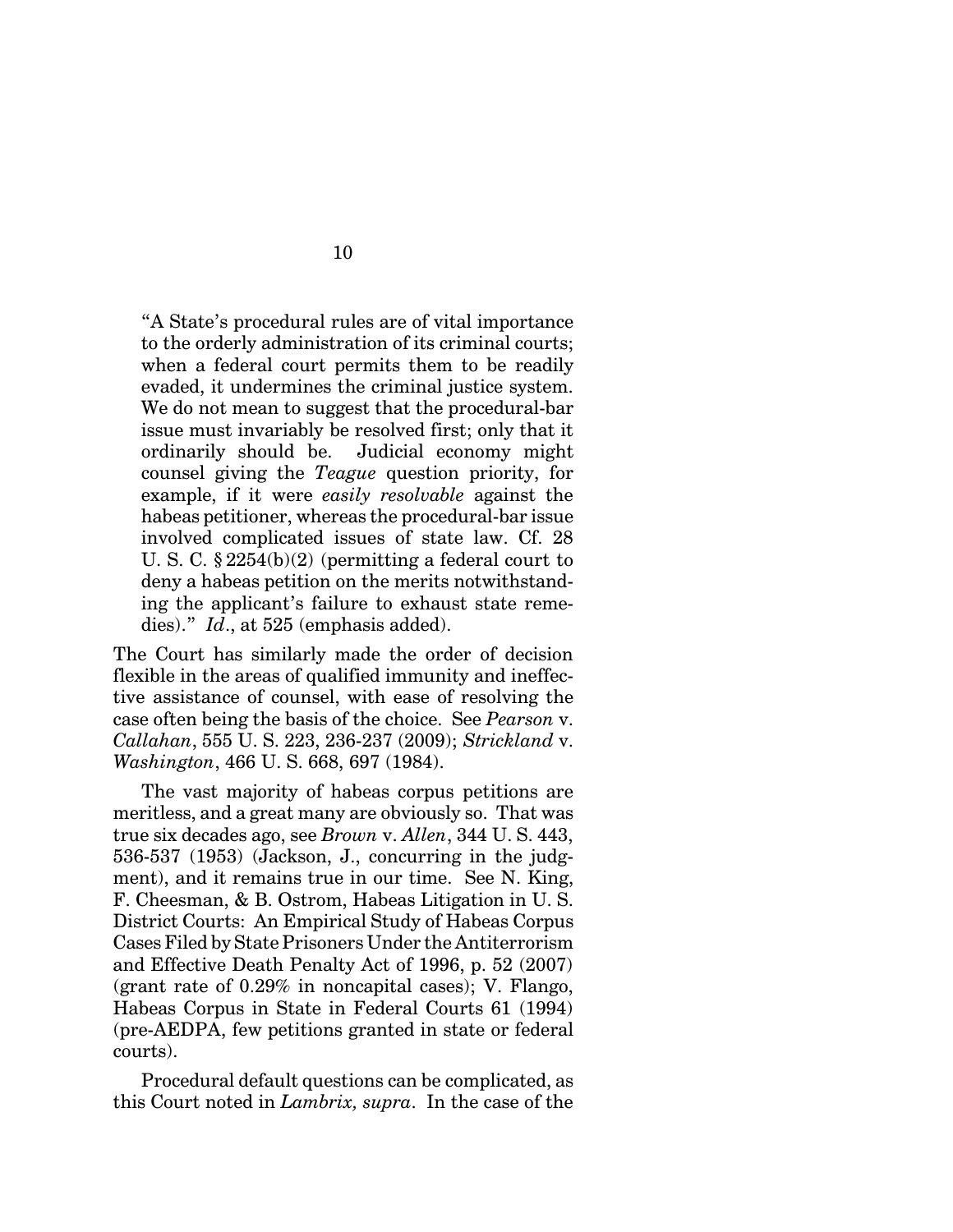> "A State's procedural rules are of vital importance to the orderly administration of its criminal courts; when a federal court permits them to be readily evaded, it undermines the criminal justice system. We do not mean to suggest that the procedural-bar issue must invariably be resolved first; only that it ordinarily should be. Judicial economy might counsel giving the *Teague* question priority, for example, if it were *easily resolvable* against the habeas petitioner, whereas the procedural-bar issue involved complicated issues of state law. Cf. 28 U. S. C. § 2254(b)(2) (permitting a federal court to deny a habeas petition on the merits notwithstanding the applicant's failure to exhaust state remedies)." *Id*., at 525 (emphasis added).

The Court has similarly made the order of decision flexible in the areas of qualified immunity and ineffective assistance of counsel, with ease of resolving the case often being the basis of the choice. See *Pearson* v. *Callahan*, 555 U. S. 223, 236-237 (2009); *Strickland* v. *Washington*, 466 U. S. 668, 697 (1984).

The vast majority of habeas corpus petitions are meritless, and a great many are obviously so. That was true six decades ago, see *Brown* v. *Allen*, 344 U. S. 443, 536-537 (1953) (Jackson, J., concurring in the judgment), and it remains true in our time. See N. King, F. Cheesman, & B. Ostrom, Habeas Litigation in U. S. District Courts: An Empirical Study of Habeas Corpus Cases Filed by State Prisoners Under the Antiterrorism and Effective Death Penalty Act of 1996, p. 52 (2007) (grant rate of 0.29% in noncapital cases); V. Flango, Habeas Corpus in State in Federal Courts 61 (1994) (pre-AEDPA, few petitions granted in state or federal courts).

Procedural default questions can be complicated, as this Court noted in *Lambrix, supra*. In the case of the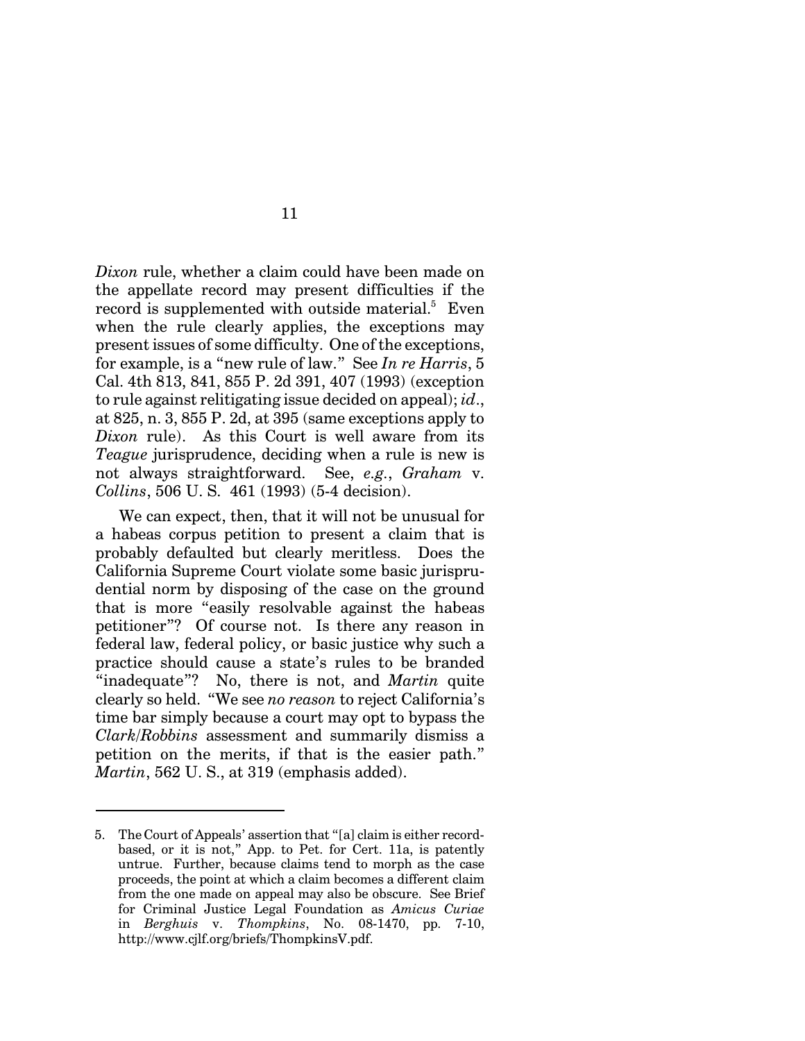*Dixon* rule, whether a claim could have been made on the appellate record may present difficulties if the record is supplemented with outside material.[5] Even when the rule clearly applies, the exceptions may present issues of some difficulty. One of the exceptions, for example, is a "new rule of law." See *In re Harris*, 5 Cal. 4th 813, 841, 855 P. 2d 391, 407 (1993) (exception to rule against relitigating issue decided on appeal); *id*., at 825, n. 3, 855 P. 2d, at 395 (same exceptions apply to *Dixon* rule). As this Court is well aware from its *Teague* jurisprudence, deciding when a rule is new is not always straightforward. See, *e.g.*, *Graham* v. *Collins*, 506 U. S. 461 (1993) (5-4 decision).

We can expect, then, that it will not be unusual for a habeas corpus petition to present a claim that is probably defaulted but clearly meritless. Does the California Supreme Court violate some basic jurisprudential norm by disposing of the case on the ground that is more "easily resolvable against the habeas petitioner"? Of course not. Is there any reason in federal law, federal policy, or basic justice why such a practice should cause a state's rules to be branded "inadequate"? No, there is not, and *Martin* quite clearly so held. "We see *no reason* to reject California's time bar simply because a court may opt to bypass the *Clark*/*Robbins* assessment and summarily dismiss a petition on the merits, if that is the easier path." *Martin*, 562 U. S., at 319 (emphasis added).

---

5. The Court of Appeals' assertion that "[a] claim is either record-based, or it is not," App. to Pet. for Cert. 11a, is patently untrue. Further, because claims tend to morph as the case proceeds, the point at which a claim becomes a different claim from the one made on appeal may also be obscure. See Brief for Criminal Justice Legal Foundation as *Amicus Curiae* in *Berghuis* v. *Thompkins*, No. 08-1470, pp. 7-10, http://www.cjlf.org/briefs/ThompkinsV.pdf.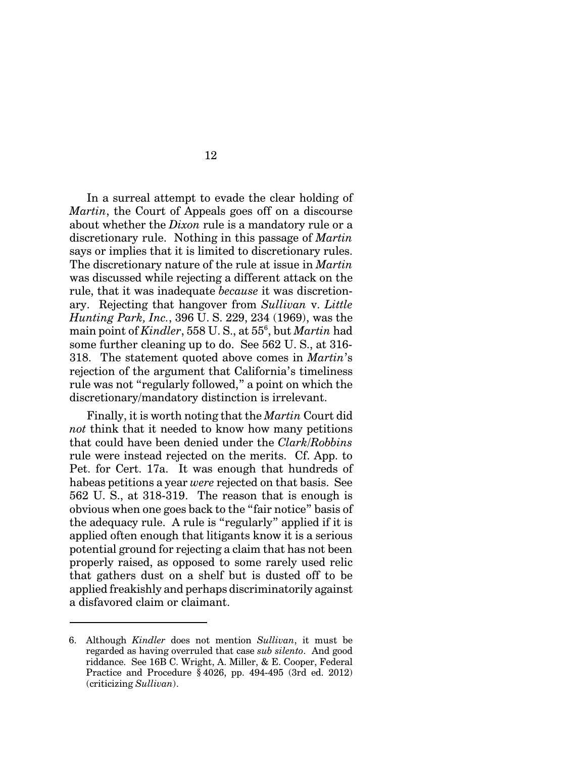In a surreal attempt to evade the clear holding of *Martin*, the Court of Appeals goes off on a discourse about whether the *Dixon* rule is a mandatory rule or a discretionary rule. Nothing in this passage of *Martin* says or implies that it is limited to discretionary rules. The discretionary nature of the rule at issue in *Martin* was discussed while rejecting a different attack on the rule, that it was inadequate *because* it was discretionary. Rejecting that hangover from *Sullivan* v. *Little Hunting Park, Inc.*, 396 U. S. 229, 234 (1969), was the main point of *Kindler*, 558 U. S., at 55[6], but *Martin* had some further cleaning up to do. See 562 U. S., at 316-318. The statement quoted above comes in *Martin*'s rejection of the argument that California's timeliness rule was not "regularly followed," a point on which the discretionary/mandatory distinction is irrelevant.

Finally, it is worth noting that the *Martin* Court did *not* think that it needed to know how many petitions that could have been denied under the *Clark*/*Robbins* rule were instead rejected on the merits. Cf. App. to Pet. for Cert. 17a. It was enough that hundreds of habeas petitions a year *were* rejected on that basis. See 562 U. S., at 318-319. The reason that is enough is obvious when one goes back to the "fair notice" basis of the adequacy rule. A rule is "regularly" applied if it is applied often enough that litigants know it is a serious potential ground for rejecting a claim that has not been properly raised, as opposed to some rarely used relic that gathers dust on a shelf but is dusted off to be applied freakishly and perhaps discriminatorily against a disfavored claim or claimant.

---

6. Although *Kindler* does not mention *Sullivan*, it must be regarded as having overruled that case *sub silento*. And good riddance. See 16B C. Wright, A. Miller, & E. Cooper, Federal Practice and Procedure § 4026, pp. 494-495 (3rd ed. 2012) (criticizing *Sullivan*).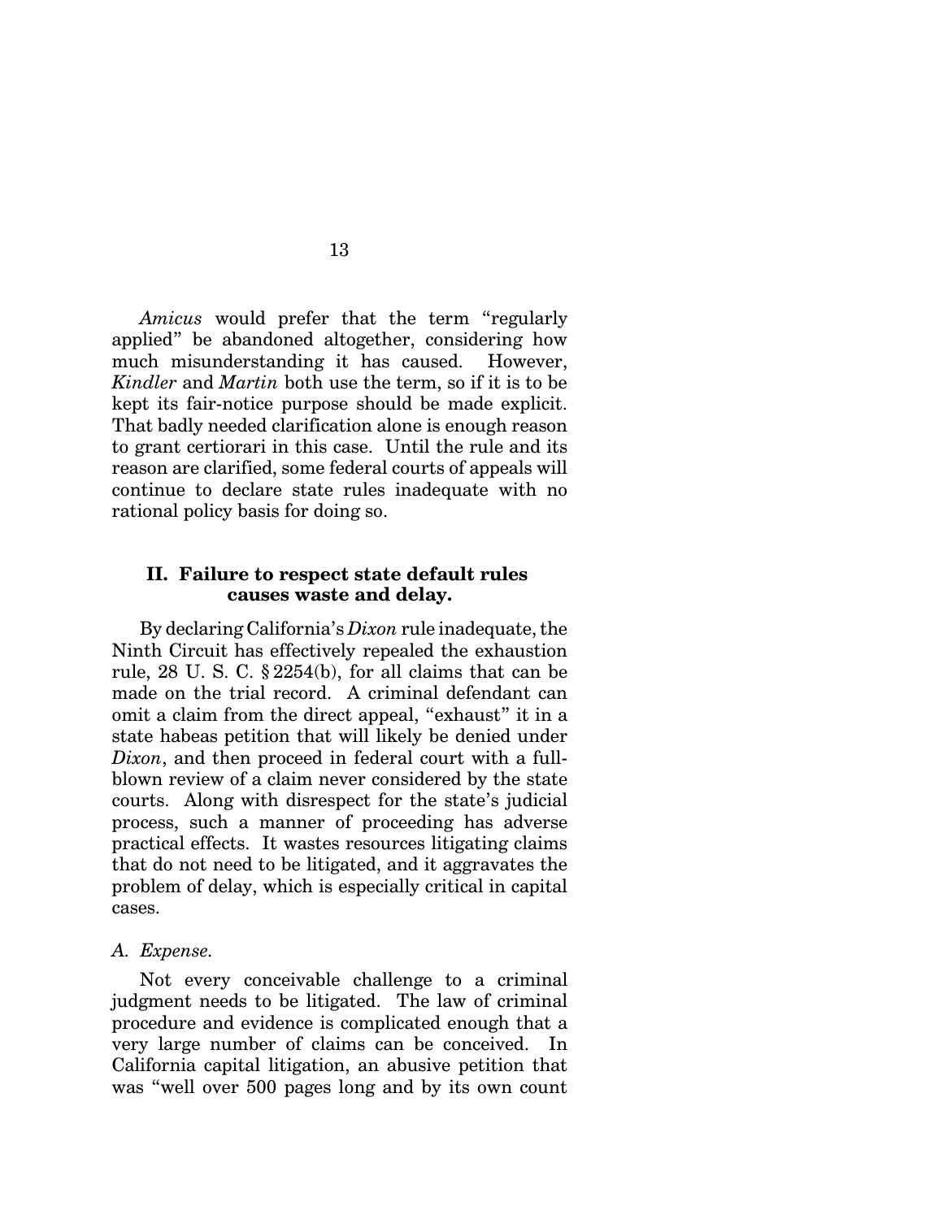*Amicus* would prefer that the term "regularly applied" be abandoned altogether, considering how much misunderstanding it has caused. However, *Kindler* and *Martin* both use the term, so if it is to be kept its fair-notice purpose should be made explicit. That badly needed clarification alone is enough reason to grant certiorari in this case. Until the rule and its reason are clarified, some federal courts of appeals will continue to declare state rules inadequate with no rational policy basis for doing so.

## II. Failure to respect state default rules causes waste and delay.

By declaring California's *Dixon* rule inadequate, the Ninth Circuit has effectively repealed the exhaustion rule, 28 U. S. C. § 2254(b), for all claims that can be made on the trial record. A criminal defendant can omit a claim from the direct appeal, "exhaust" it in a state habeas petition that will likely be denied under *Dixon*, and then proceed in federal court with a full-blown review of a claim never considered by the state courts. Along with disrespect for the state's judicial process, such a manner of proceeding has adverse practical effects. It wastes resources litigating claims that do not need to be litigated, and it aggravates the problem of delay, which is especially critical in capital cases.

### *A. Expense.*

Not every conceivable challenge to a criminal judgment needs to be litigated. The law of criminal procedure and evidence is complicated enough that a very large number of claims can be conceived. In California capital litigation, an abusive petition that was "well over 500 pages long and by its own count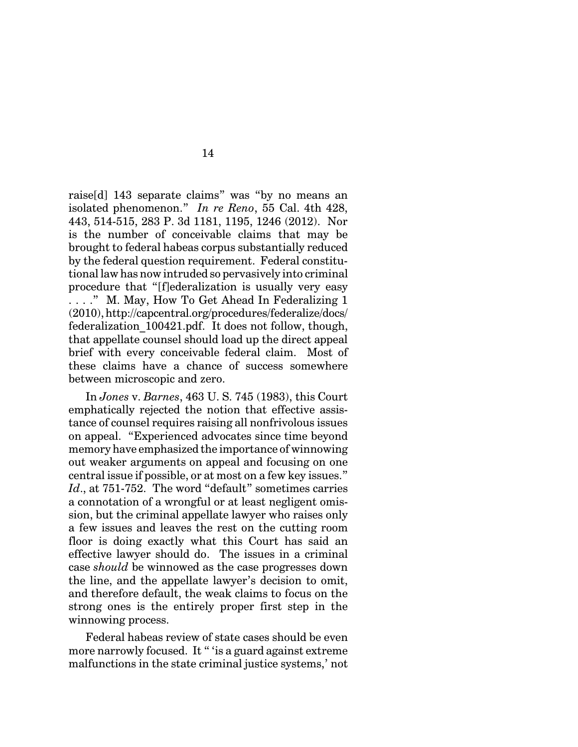raise[d] 143 separate claims" was "by no means an isolated phenomenon." *In re Reno*, 55 Cal. 4th 428, 443, 514-515, 283 P. 3d 1181, 1195, 1246 (2012). Nor is the number of conceivable claims that may be brought to federal habeas corpus substantially reduced by the federal question requirement. Federal constitutional law has now intruded so pervasively into criminal procedure that "[f]ederalization is usually very easy . . . ." M. May, How To Get Ahead In Federalizing 1 (2010), http://capcentral.org/procedures/federalize/docs/federalization_100421.pdf. It does not follow, though, that appellate counsel should load up the direct appeal brief with every conceivable federal claim. Most of these claims have a chance of success somewhere between microscopic and zero.

In *Jones* v. *Barnes*, 463 U. S. 745 (1983), this Court emphatically rejected the notion that effective assistance of counsel requires raising all nonfrivolous issues on appeal. "Experienced advocates since time beyond memory have emphasized the importance of winnowing out weaker arguments on appeal and focusing on one central issue if possible, or at most on a few key issues." *Id*., at 751-752. The word "default" sometimes carries a connotation of a wrongful or at least negligent omission, but the criminal appellate lawyer who raises only a few issues and leaves the rest on the cutting room floor is doing exactly what this Court has said an effective lawyer should do. The issues in a criminal case *should* be winnowed as the case progresses down the line, and the appellate lawyer's decision to omit, and therefore default, the weak claims to focus on the strong ones is the entirely proper first step in the winnowing process.

Federal habeas review of state cases should be even more narrowly focused. It " 'is a guard against extreme malfunctions in the state criminal justice systems,' not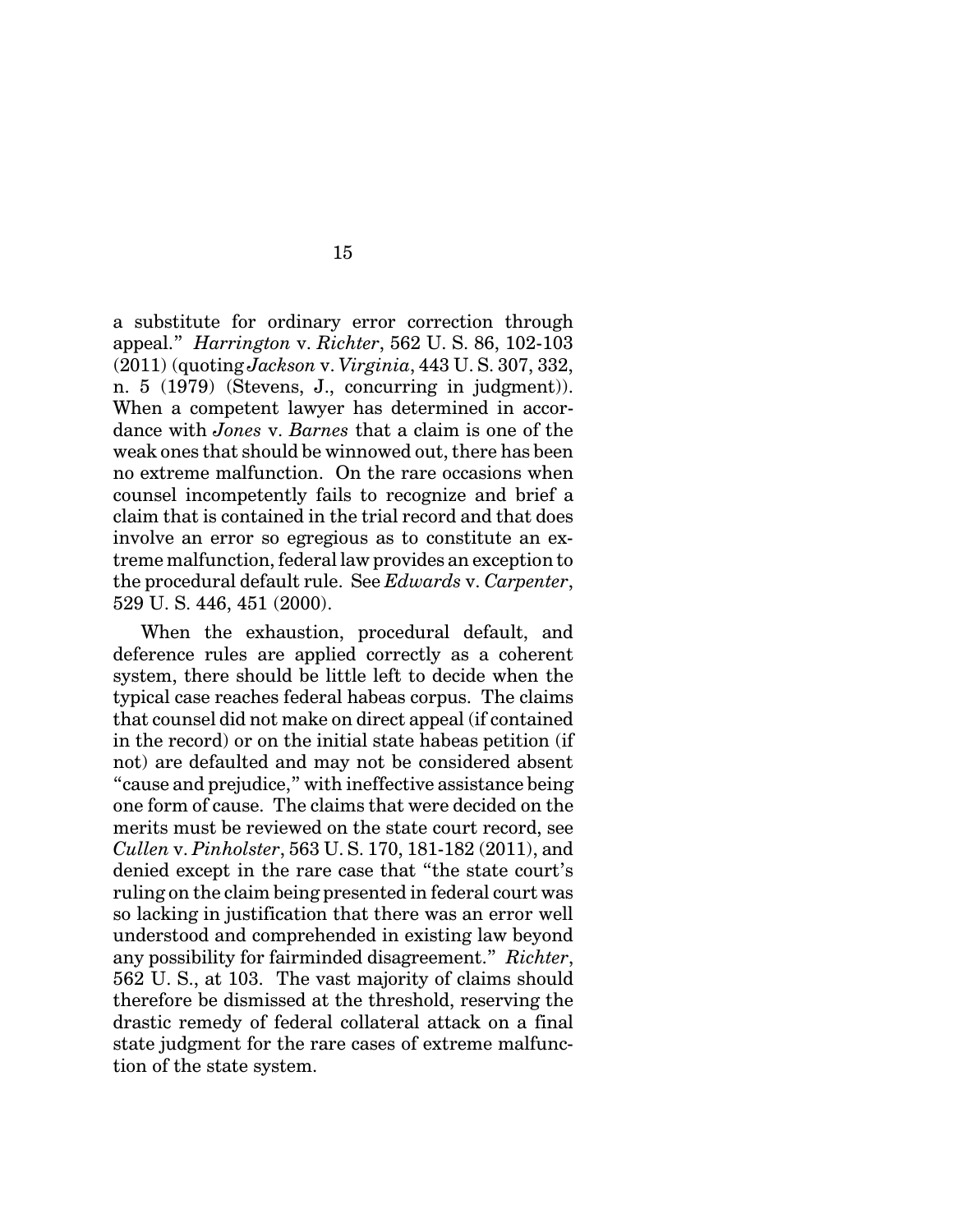a substitute for ordinary error correction through appeal." *Harrington* v. *Richter*, 562 U. S. 86, 102-103 (2011) (quoting *Jackson* v. *Virginia*, 443 U. S. 307, 332, n. 5 (1979) (Stevens, J., concurring in judgment)). When a competent lawyer has determined in accordance with *Jones* v. *Barnes* that a claim is one of the weak ones that should be winnowed out, there has been no extreme malfunction. On the rare occasions when counsel incompetently fails to recognize and brief a claim that is contained in the trial record and that does involve an error so egregious as to constitute an extreme malfunction, federal law provides an exception to the procedural default rule. See *Edwards* v. *Carpenter*, 529 U. S. 446, 451 (2000).

When the exhaustion, procedural default, and deference rules are applied correctly as a coherent system, there should be little left to decide when the typical case reaches federal habeas corpus. The claims that counsel did not make on direct appeal (if contained in the record) or on the initial state habeas petition (if not) are defaulted and may not be considered absent "cause and prejudice," with ineffective assistance being one form of cause. The claims that were decided on the merits must be reviewed on the state court record, see *Cullen* v. *Pinholster*, 563 U. S. 170, 181-182 (2011), and denied except in the rare case that "the state court's ruling on the claim being presented in federal court was so lacking in justification that there was an error well understood and comprehended in existing law beyond any possibility for fairminded disagreement." *Richter*, 562 U. S., at 103. The vast majority of claims should therefore be dismissed at the threshold, reserving the drastic remedy of federal collateral attack on a final state judgment for the rare cases of extreme malfunction of the state system.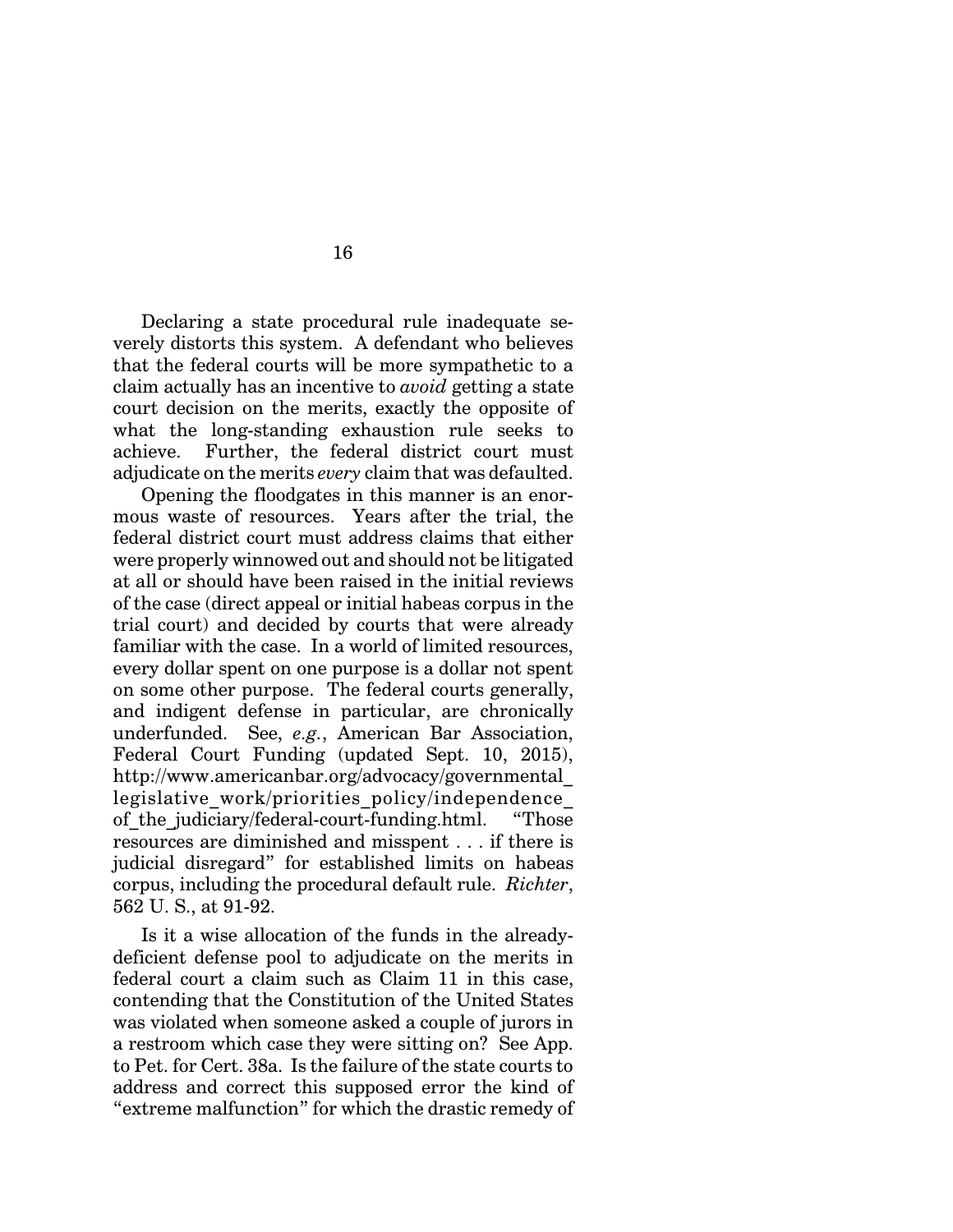Declaring a state procedural rule inadequate severely distorts this system. A defendant who believes that the federal courts will be more sympathetic to a claim actually has an incentive to *avoid* getting a state court decision on the merits, exactly the opposite of what the long-standing exhaustion rule seeks to achieve. Further, the federal district court must adjudicate on the merits *every* claim that was defaulted.

Opening the floodgates in this manner is an enormous waste of resources. Years after the trial, the federal district court must address claims that either were properly winnowed out and should not be litigated at all or should have been raised in the initial reviews of the case (direct appeal or initial habeas corpus in the trial court) and decided by courts that were already familiar with the case. In a world of limited resources, every dollar spent on one purpose is a dollar not spent on some other purpose. The federal courts generally, and indigent defense in particular, are chronically underfunded. See, *e.g.*, American Bar Association, Federal Court Funding (updated Sept. 10, 2015), http://www.americanbar.org/advocacy/governmental_legislative_work/priorities_policy/independence_of_the_judiciary/federal-court-funding.html. "Those resources are diminished and misspent . . . if there is judicial disregard" for established limits on habeas corpus, including the procedural default rule. *Richter*, 562 U. S., at 91-92.

Is it a wise allocation of the funds in the already-deficient defense pool to adjudicate on the merits in federal court a claim such as Claim 11 in this case, contending that the Constitution of the United States was violated when someone asked a couple of jurors in a restroom which case they were sitting on? See App. to Pet. for Cert. 38a. Is the failure of the state courts to address and correct this supposed error the kind of "extreme malfunction" for which the drastic remedy of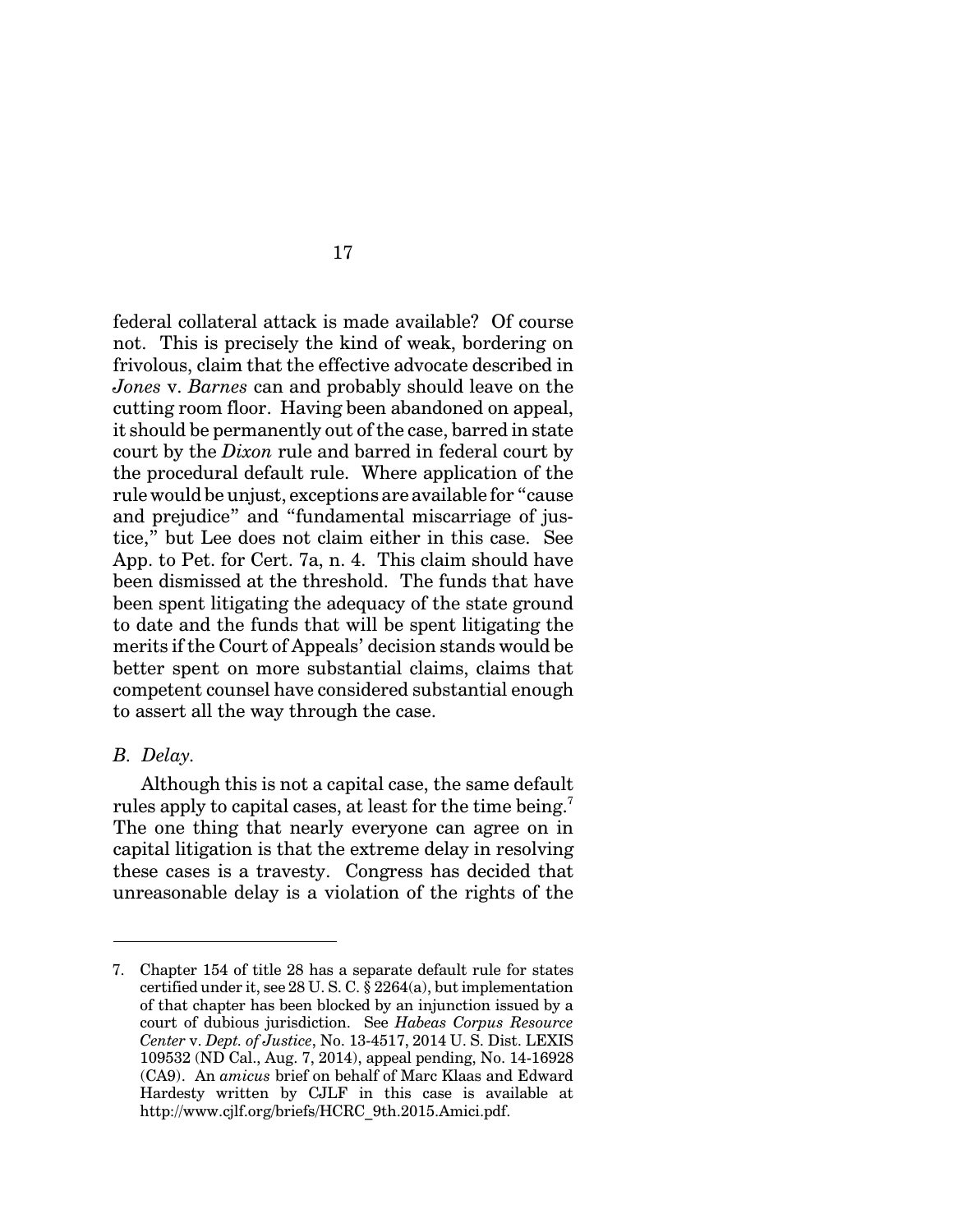federal collateral attack is made available? Of course not. This is precisely the kind of weak, bordering on frivolous, claim that the effective advocate described in *Jones* v. *Barnes* can and probably should leave on the cutting room floor. Having been abandoned on appeal, it should be permanently out of the case, barred in state court by the *Dixon* rule and barred in federal court by the procedural default rule. Where application of the rule would be unjust, exceptions are available for "cause and prejudice" and "fundamental miscarriage of justice," but Lee does not claim either in this case. See App. to Pet. for Cert. 7a, n. 4. This claim should have been dismissed at the threshold. The funds that have been spent litigating the adequacy of the state ground to date and the funds that will be spent litigating the merits if the Court of Appeals' decision stands would be better spent on more substantial claims, claims that competent counsel have considered substantial enough to assert all the way through the case.

*B. Delay.*

Although this is not a capital case, the same default rules apply to capital cases, at least for the time being.[7] The one thing that nearly everyone can agree on in capital litigation is that the extreme delay in resolving these cases is a travesty. Congress has decided that unreasonable delay is a violation of the rights of the

---

7. Chapter 154 of title 28 has a separate default rule for states certified under it, see 28 U. S. C. § 2264(a), but implementation of that chapter has been blocked by an injunction issued by a court of dubious jurisdiction. See *Habeas Corpus Resource Center* v. *Dept. of Justice*, No. 13-4517, 2014 U. S. Dist. LEXIS 109532 (ND Cal., Aug. 7, 2014), appeal pending, No. 14-16928 (CA9). An *amicus* brief on behalf of Marc Klaas and Edward Hardesty written by CJLF in this case is available at http://www.cjlf.org/briefs/HCRC_9th.2015.Amici.pdf.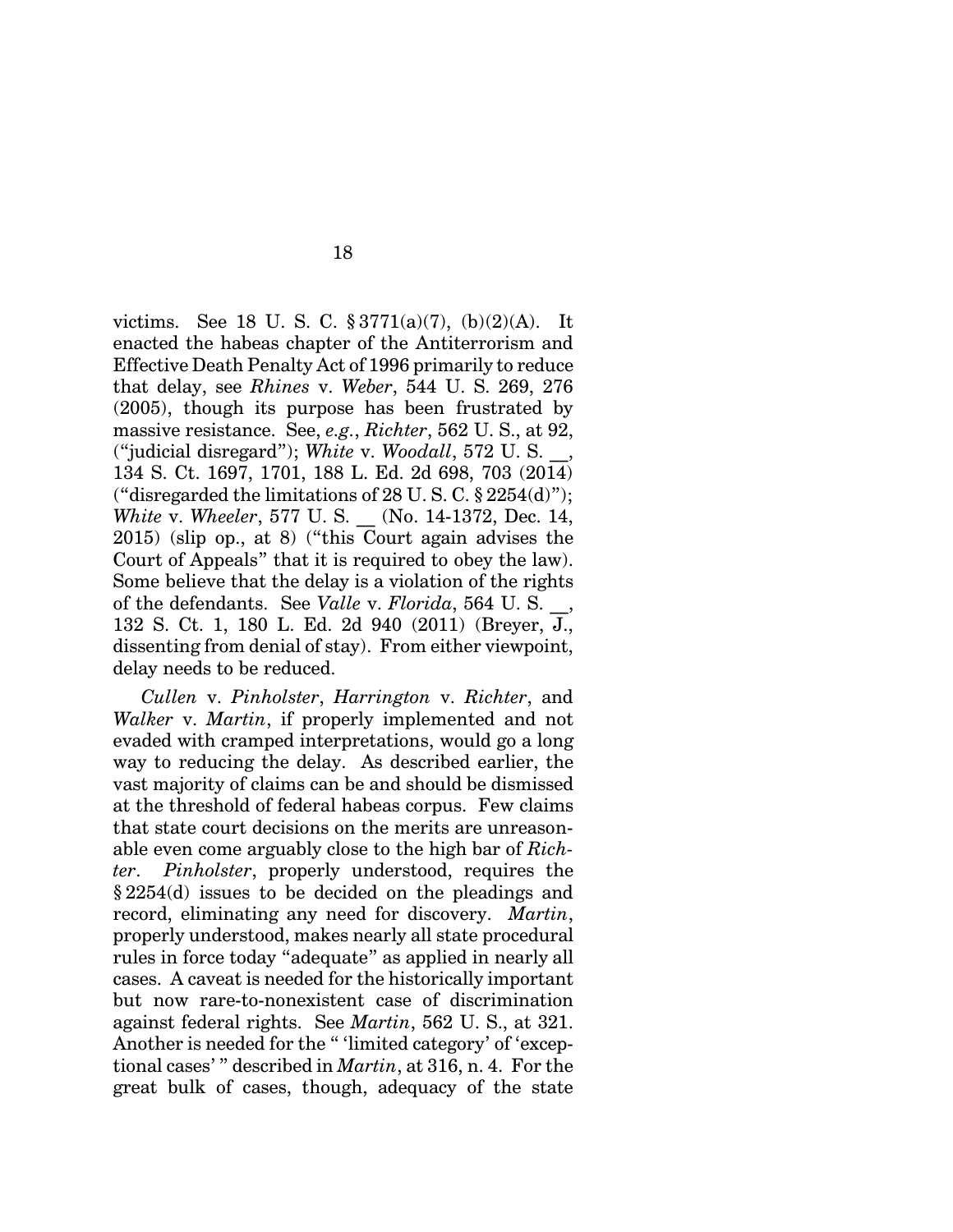victims. See 18 U. S. C. § 3771(a)(7), (b)(2)(A). It enacted the habeas chapter of the Antiterrorism and Effective Death Penalty Act of 1996 primarily to reduce that delay, see *Rhines* v. *Weber*, 544 U. S. 269, 276 (2005), though its purpose has been frustrated by massive resistance. See, *e.g.*, *Richter*, 562 U. S., at 92, ("judicial disregard"); *White* v. *Woodall*, 572 U. S. __, 134 S. Ct. 1697, 1701, 188 L. Ed. 2d 698, 703 (2014) ("disregarded the limitations of 28 U. S. C. § 2254(d)"); *White* v. *Wheeler*, 577 U. S. __ (No. 14-1372, Dec. 14, 2015) (slip op., at 8) ("this Court again advises the Court of Appeals" that it is required to obey the law). Some believe that the delay is a violation of the rights of the defendants. See *Valle* v. *Florida*, 564 U. S. __, 132 S. Ct. 1, 180 L. Ed. 2d 940 (2011) (Breyer, J., dissenting from denial of stay). From either viewpoint, delay needs to be reduced.

*Cullen* v. *Pinholster*, *Harrington* v. *Richter*, and *Walker* v. *Martin*, if properly implemented and not evaded with cramped interpretations, would go a long way to reducing the delay. As described earlier, the vast majority of claims can be and should be dismissed at the threshold of federal habeas corpus. Few claims that state court decisions on the merits are unreasonable even come arguably close to the high bar of *Richter*. *Pinholster*, properly understood, requires the § 2254(d) issues to be decided on the pleadings and record, eliminating any need for discovery. *Martin*, properly understood, makes nearly all state procedural rules in force today "adequate" as applied in nearly all cases. A caveat is needed for the historically important but now rare-to-nonexistent case of discrimination against federal rights. See *Martin*, 562 U. S., at 321. Another is needed for the " 'limited category' of 'exceptional cases' " described in *Martin*, at 316, n. 4. For the great bulk of cases, though, adequacy of the state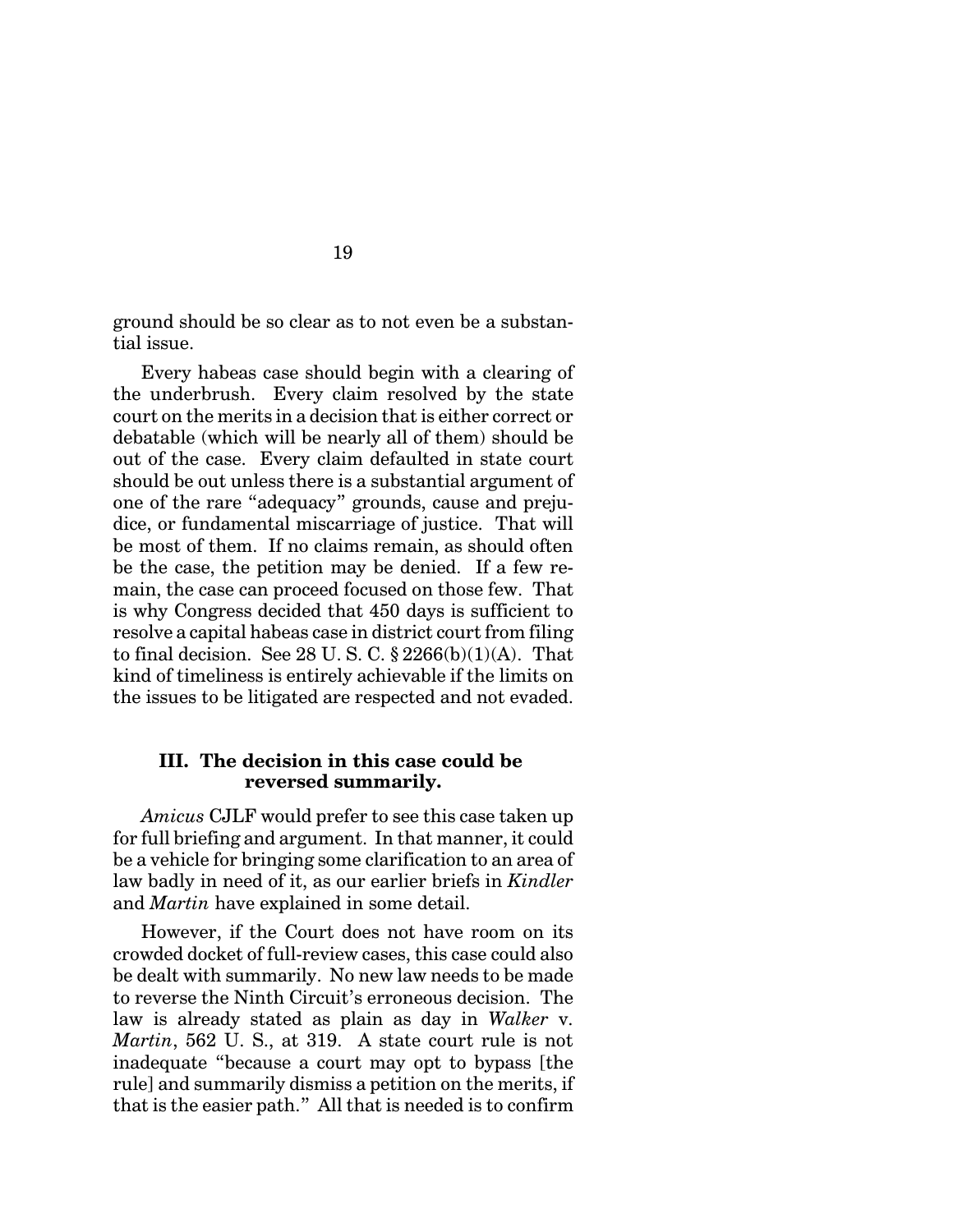ground should be so clear as to not even be a substantial issue.

Every habeas case should begin with a clearing of the underbrush. Every claim resolved by the state court on the merits in a decision that is either correct or debatable (which will be nearly all of them) should be out of the case. Every claim defaulted in state court should be out unless there is a substantial argument of one of the rare "adequacy" grounds, cause and prejudice, or fundamental miscarriage of justice. That will be most of them. If no claims remain, as should often be the case, the petition may be denied. If a few remain, the case can proceed focused on those few. That is why Congress decided that 450 days is sufficient to resolve a capital habeas case in district court from filing to final decision. See 28 U. S. C. § 2266(b)(1)(A). That kind of timeliness is entirely achievable if the limits on the issues to be litigated are respected and not evaded.

### III. The decision in this case could be reversed summarily.

*Amicus* CJLF would prefer to see this case taken up for full briefing and argument. In that manner, it could be a vehicle for bringing some clarification to an area of law badly in need of it, as our earlier briefs in *Kindler* and *Martin* have explained in some detail.

However, if the Court does not have room on its crowded docket of full-review cases, this case could also be dealt with summarily. No new law needs to be made to reverse the Ninth Circuit's erroneous decision. The law is already stated as plain as day in *Walker* v. *Martin*, 562 U. S., at 319. A state court rule is not inadequate "because a court may opt to bypass [the rule] and summarily dismiss a petition on the merits, if that is the easier path." All that is needed is to confirm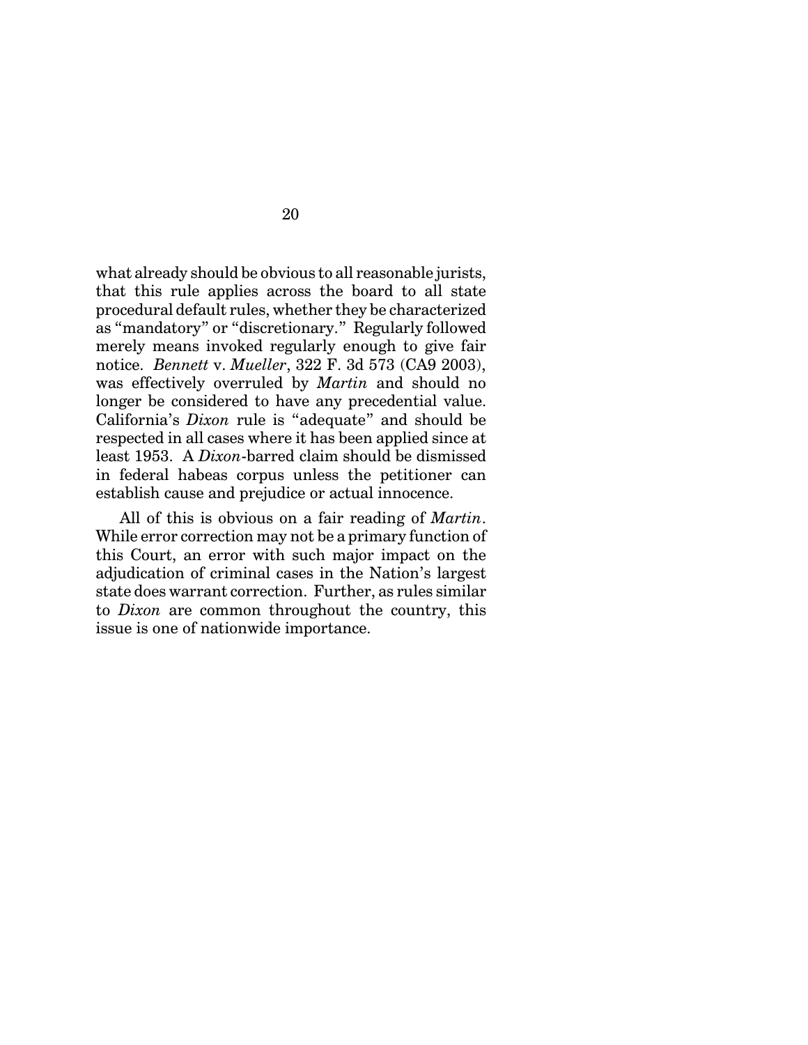what already should be obvious to all reasonable jurists, that this rule applies across the board to all state procedural default rules, whether they be characterized as "mandatory" or "discretionary." Regularly followed merely means invoked regularly enough to give fair notice. *Bennett* v. *Mueller*, 322 F. 3d 573 (CA9 2003), was effectively overruled by *Martin* and should no longer be considered to have any precedential value. California's *Dixon* rule is "adequate" and should be respected in all cases where it has been applied since at least 1953. A *Dixon*-barred claim should be dismissed in federal habeas corpus unless the petitioner can establish cause and prejudice or actual innocence.

All of this is obvious on a fair reading of *Martin*. While error correction may not be a primary function of this Court, an error with such major impact on the adjudication of criminal cases in the Nation's largest state does warrant correction. Further, as rules similar to *Dixon* are common throughout the country, this issue is one of nationwide importance.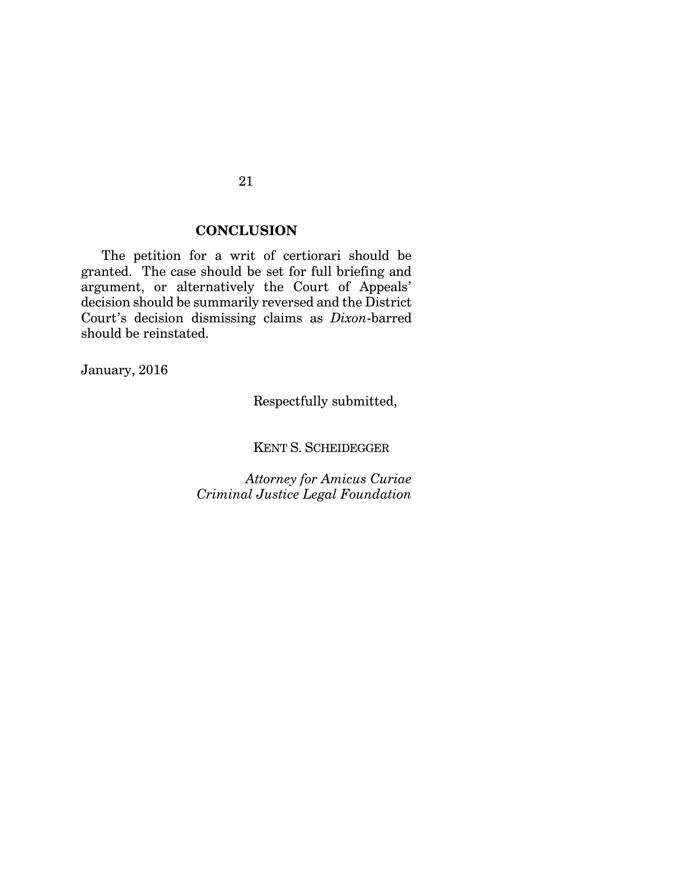## CONCLUSION

The petition for a writ of certiorari should be granted. The case should be set for full briefing and argument, or alternatively the Court of Appeals' decision should be summarily reversed and the District Court's decision dismissing claims as *Dixon*-barred should be reinstated.

January, 2016

Respectfully submitted,

KENT S. SCHEIDEGGER

*Attorney for Amicus Curiae*
*Criminal Justice Legal Foundation*